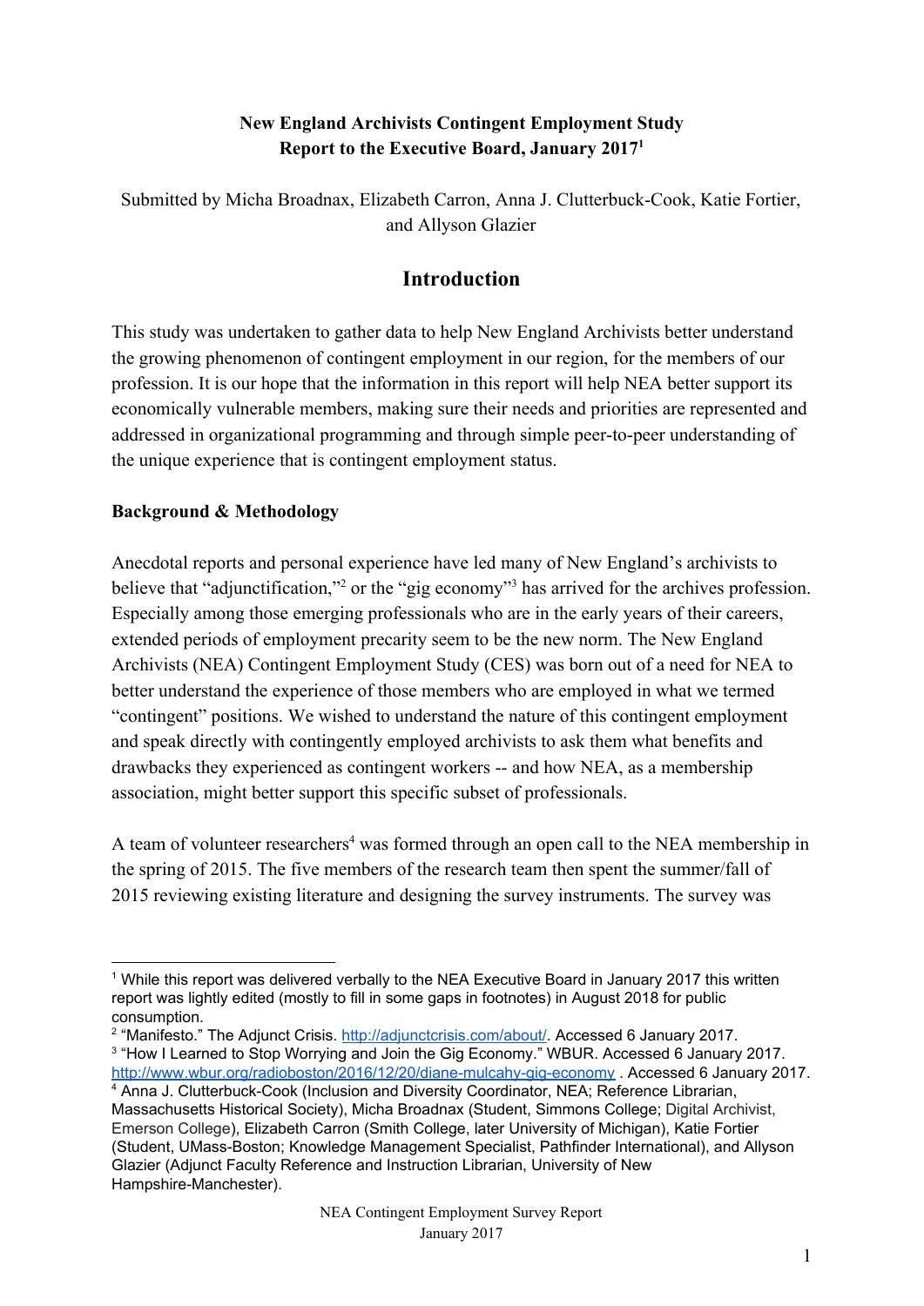**New England Archivists Contingent Employment Study**
**Report to the Executive Board, January 2017**[1]

Submitted by Micha Broadnax, Elizabeth Carron, Anna J. Clutterbuck-Cook, Katie Fortier, and Allyson Glazier

## Introduction

This study was undertaken to gather data to help New England Archivists better understand the growing phenomenon of contingent employment in our region, for the members of our profession. It is our hope that the information in this report will help NEA better support its economically vulnerable members, making sure their needs and priorities are represented and addressed in organizational programming and through simple peer-to-peer understanding of the unique experience that is contingent employment status.

### Background & Methodology

Anecdotal reports and personal experience have led many of New England's archivists to believe that "adjunctification,"[2] or the "gig economy"[3] has arrived for the archives profession. Especially among those emerging professionals who are in the early years of their careers, extended periods of employment precarity seem to be the new norm. The New England Archivists (NEA) Contingent Employment Study (CES) was born out of a need for NEA to better understand the experience of those members who are employed in what we termed "contingent" positions. We wished to understand the nature of this contingent employment and speak directly with contingently employed archivists to ask them what benefits and drawbacks they experienced as contingent workers -- and how NEA, as a membership association, might better support this specific subset of professionals.

A team of volunteer researchers[4] was formed through an open call to the NEA membership in the spring of 2015. The five members of the research team then spent the summer/fall of 2015 reviewing existing literature and designing the survey instruments. The survey was

---

[1] While this report was delivered verbally to the NEA Executive Board in January 2017 this written report was lightly edited (mostly to fill in some gaps in footnotes) in August 2018 for public consumption.

[2] "Manifesto." The Adjunct Crisis. http://adjunctcrisis.com/about/. Accessed 6 January 2017.

[3] "How I Learned to Stop Worrying and Join the Gig Economy." WBUR. Accessed 6 January 2017. http://www.wbur.org/radioboston/2016/12/20/diane-mulcahy-gig-economy . Accessed 6 January 2017.

[4] Anna J. Clutterbuck-Cook (Inclusion and Diversity Coordinator, NEA; Reference Librarian, Massachusetts Historical Society), Micha Broadnax (Student, Simmons College; Digital Archivist, Emerson College), Elizabeth Carron (Smith College, later University of Michigan), Katie Fortier (Student, UMass-Boston; Knowledge Management Specialist, Pathfinder International), and Allyson Glazier (Adjunct Faculty Reference and Instruction Librarian, University of New Hampshire-Manchester).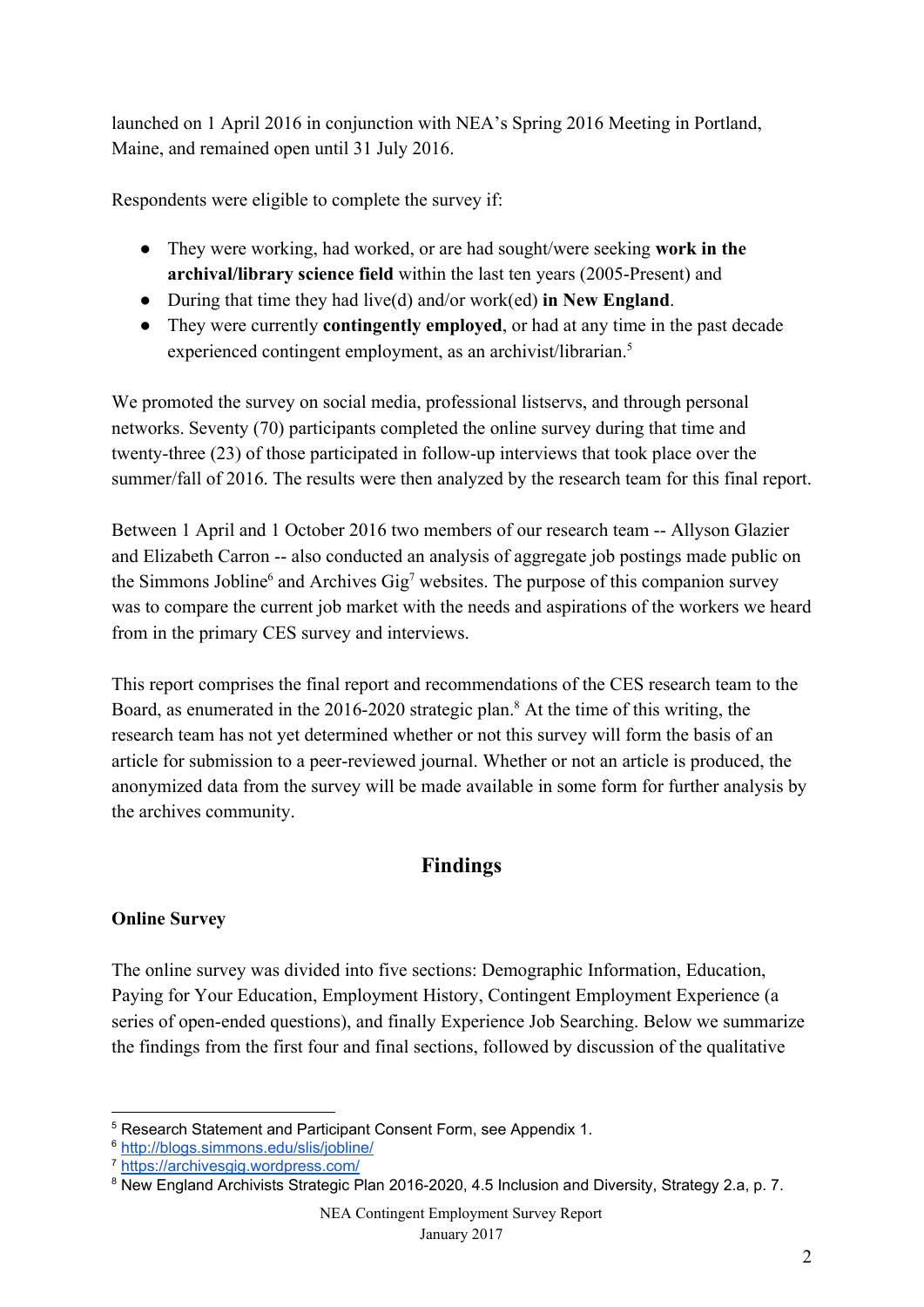launched on 1 April 2016 in conjunction with NEA's Spring 2016 Meeting in Portland, Maine, and remained open until 31 July 2016.

Respondents were eligible to complete the survey if:

- They were working, had worked, or are had sought/were seeking **work in the archival/library science field** within the last ten years (2005-Present) and
- During that time they had live(d) and/or work(ed) **in New England**.
- They were currently **contingently employed**, or had at any time in the past decade experienced contingent employment, as an archivist/librarian.[5]

We promoted the survey on social media, professional listservs, and through personal networks. Seventy (70) participants completed the online survey during that time and twenty-three (23) of those participated in follow-up interviews that took place over the summer/fall of 2016. The results were then analyzed by the research team for this final report.

Between 1 April and 1 October 2016 two members of our research team -- Allyson Glazier and Elizabeth Carron -- also conducted an analysis of aggregate job postings made public on the Simmons Jobline[6] and Archives Gig[7] websites. The purpose of this companion survey was to compare the current job market with the needs and aspirations of the workers we heard from in the primary CES survey and interviews.

This report comprises the final report and recommendations of the CES research team to the Board, as enumerated in the 2016-2020 strategic plan.[8] At the time of this writing, the research team has not yet determined whether or not this survey will form the basis of an article for submission to a peer-reviewed journal. Whether or not an article is produced, the anonymized data from the survey will be made available in some form for further analysis by the archives community.

## Findings

### Online Survey

The online survey was divided into five sections: Demographic Information, Education, Paying for Your Education, Employment History, Contingent Employment Experience (a series of open-ended questions), and finally Experience Job Searching. Below we summarize the findings from the first four and final sections, followed by discussion of the qualitative

---

[5] Research Statement and Participant Consent Form, see Appendix 1.

[6] http://blogs.simmons.edu/slis/jobline/

[7] https://archivesgig.wordpress.com/

[8] New England Archivists Strategic Plan 2016-2020, 4.5 Inclusion and Diversity, Strategy 2.a, p. 7.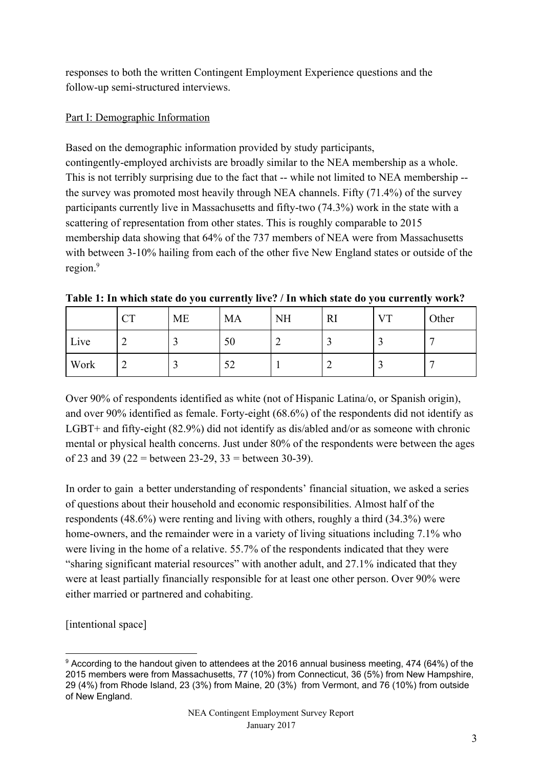responses to both the written Contingent Employment Experience questions and the follow-up semi-structured interviews.

Part I: Demographic Information

Based on the demographic information provided by study participants, contingently-employed archivists are broadly similar to the NEA membership as a whole. This is not terribly surprising due to the fact that -- while not limited to NEA membership -- the survey was promoted most heavily through NEA channels. Fifty (71.4%) of the survey participants currently live in Massachusetts and fifty-two (74.3%) work in the state with a scattering of representation from other states. This is roughly comparable to 2015 membership data showing that 64% of the 737 members of NEA were from Massachusetts with between 3-10% hailing from each of the other five New England states or outside of the region.[9]

**Table 1: In which state do you currently live? / In which state do you currently work?**

| | CT | ME | MA | NH | RI | VT | Other |
|---|---|---|---|---|---|---|---|
| Live | 2 | 3 | 50 | 2 | 3 | 3 | 7 |
| Work | 2 | 3 | 52 | 1 | 2 | 3 | 7 |

Over 90% of respondents identified as white (not of Hispanic Latina/o, or Spanish origin), and over 90% identified as female. Forty-eight (68.6%) of the respondents did not identify as LGBT+ and fifty-eight (82.9%) did not identify as dis/abled and/or as someone with chronic mental or physical health concerns. Just under 80% of the respondents were between the ages of 23 and 39 (22 = between 23-29, 33 = between 30-39).

In order to gain a better understanding of respondents' financial situation, we asked a series of questions about their household and economic responsibilities. Almost half of the respondents (48.6%) were renting and living with others, roughly a third (34.3%) were home-owners, and the remainder were in a variety of living situations including 7.1% who were living in the home of a relative. 55.7% of the respondents indicated that they were "sharing significant material resources" with another adult, and 27.1% indicated that they were at least partially financially responsible for at least one other person. Over 90% were either married or partnered and cohabiting.

[intentional space]

[9] According to the handout given to attendees at the 2016 annual business meeting, 474 (64%) of the 2015 members were from Massachusetts, 77 (10%) from Connecticut, 36 (5%) from New Hampshire, 29 (4%) from Rhode Island, 23 (3%) from Maine, 20 (3%) from Vermont, and 76 (10%) from outside of New England.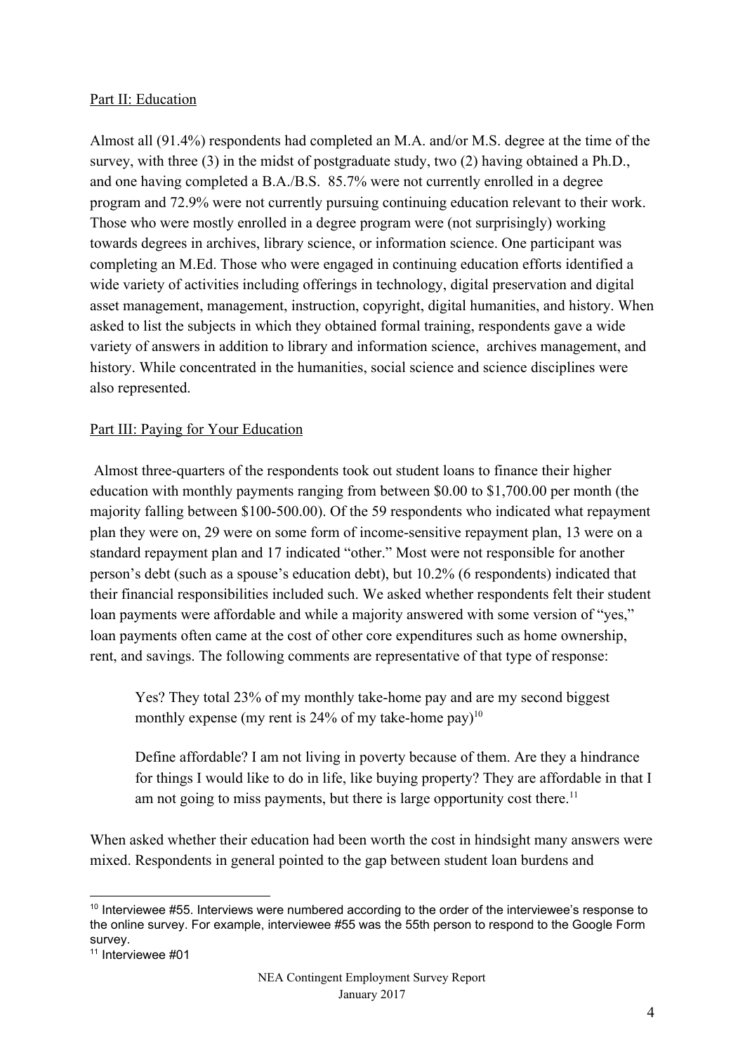## Part II: Education

Almost all (91.4%) respondents had completed an M.A. and/or M.S. degree at the time of the survey, with three (3) in the midst of postgraduate study, two (2) having obtained a Ph.D., and one having completed a B.A./B.S. 85.7% were not currently enrolled in a degree program and 72.9% were not currently pursuing continuing education relevant to their work. Those who were mostly enrolled in a degree program were (not surprisingly) working towards degrees in archives, library science, or information science. One participant was completing an M.Ed. Those who were engaged in continuing education efforts identified a wide variety of activities including offerings in technology, digital preservation and digital asset management, management, instruction, copyright, digital humanities, and history. When asked to list the subjects in which they obtained formal training, respondents gave a wide variety of answers in addition to library and information science, archives management, and history. While concentrated in the humanities, social science and science disciplines were also represented.

## Part III: Paying for Your Education

Almost three-quarters of the respondents took out student loans to finance their higher education with monthly payments ranging from between $0.00 to $1,700.00 per month (the majority falling between $100-500.00). Of the 59 respondents who indicated what repayment plan they were on, 29 were on some form of income-sensitive repayment plan, 13 were on a standard repayment plan and 17 indicated "other." Most were not responsible for another person's debt (such as a spouse's education debt), but 10.2% (6 respondents) indicated that their financial responsibilities included such. We asked whether respondents felt their student loan payments were affordable and while a majority answered with some version of "yes," loan payments often came at the cost of other core expenditures such as home ownership, rent, and savings. The following comments are representative of that type of response:

> Yes? They total 23% of my monthly take-home pay and are my second biggest monthly expense (my rent is 24% of my take-home pay)[10]

> Define affordable? I am not living in poverty because of them. Are they a hindrance for things I would like to do in life, like buying property? They are affordable in that I am not going to miss payments, but there is large opportunity cost there.[11]

When asked whether their education had been worth the cost in hindsight many answers were mixed. Respondents in general pointed to the gap between student loan burdens and

---

[10] Interviewee #55. Interviews were numbered according to the order of the interviewee's response to the online survey. For example, interviewee #55 was the 55th person to respond to the Google Form survey.

[11] Interviewee #01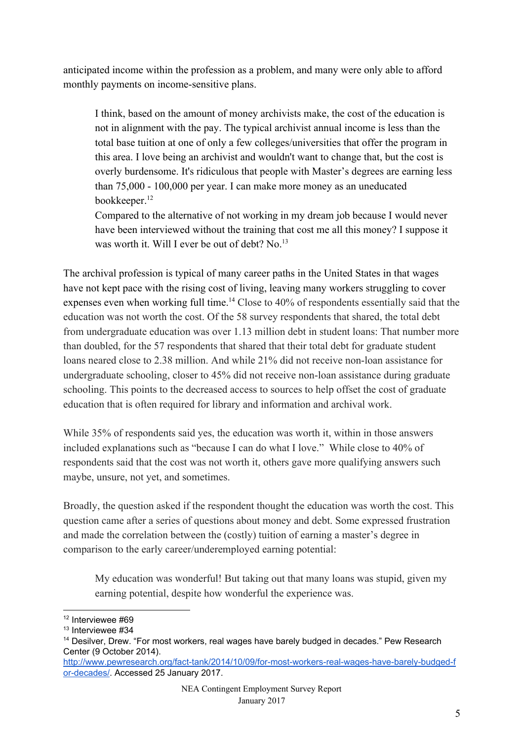anticipated income within the profession as a problem, and many were only able to afford monthly payments on income-sensitive plans.

> I think, based on the amount of money archivists make, the cost of the education is not in alignment with the pay. The typical archivist annual income is less than the total base tuition at one of only a few colleges/universities that offer the program in this area. I love being an archivist and wouldn't want to change that, but the cost is overly burdensome. It's ridiculous that people with Master's degrees are earning less than 75,000 - 100,000 per year. I can make more money as an uneducated bookkeeper.[12]
>
> Compared to the alternative of not working in my dream job because I would never have been interviewed without the training that cost me all this money? I suppose it was worth it. Will I ever be out of debt? No.[13]

The archival profession is typical of many career paths in the United States in that wages have not kept pace with the rising cost of living, leaving many workers struggling to cover expenses even when working full time.[14] Close to 40% of respondents essentially said that the education was not worth the cost. Of the 58 survey respondents that shared, the total debt from undergraduate education was over 1.13 million debt in student loans: That number more than doubled, for the 57 respondents that shared that their total debt for graduate student loans neared close to 2.38 million. And while 21% did not receive non-loan assistance for undergraduate schooling, closer to 45% did not receive non-loan assistance during graduate schooling. This points to the decreased access to sources to help offset the cost of graduate education that is often required for library and information and archival work.

While 35% of respondents said yes, the education was worth it, within in those answers included explanations such as "because I can do what I love." While close to 40% of respondents said that the cost was not worth it, others gave more qualifying answers such maybe, unsure, not yet, and sometimes.

Broadly, the question asked if the respondent thought the education was worth the cost. This question came after a series of questions about money and debt. Some expressed frustration and made the correlation between the (costly) tuition of earning a master's degree in comparison to the early career/underemployed earning potential:

> My education was wonderful! But taking out that many loans was stupid, given my earning potential, despite how wonderful the experience was.

---

[12] Interviewee #69

[13] Interviewee #34

[14] Desilver, Drew. "For most workers, real wages have barely budged in decades." Pew Research Center (9 October 2014). http://www.pewresearch.org/fact-tank/2014/10/09/for-most-workers-real-wages-have-barely-budged-for-decades/. Accessed 25 January 2017.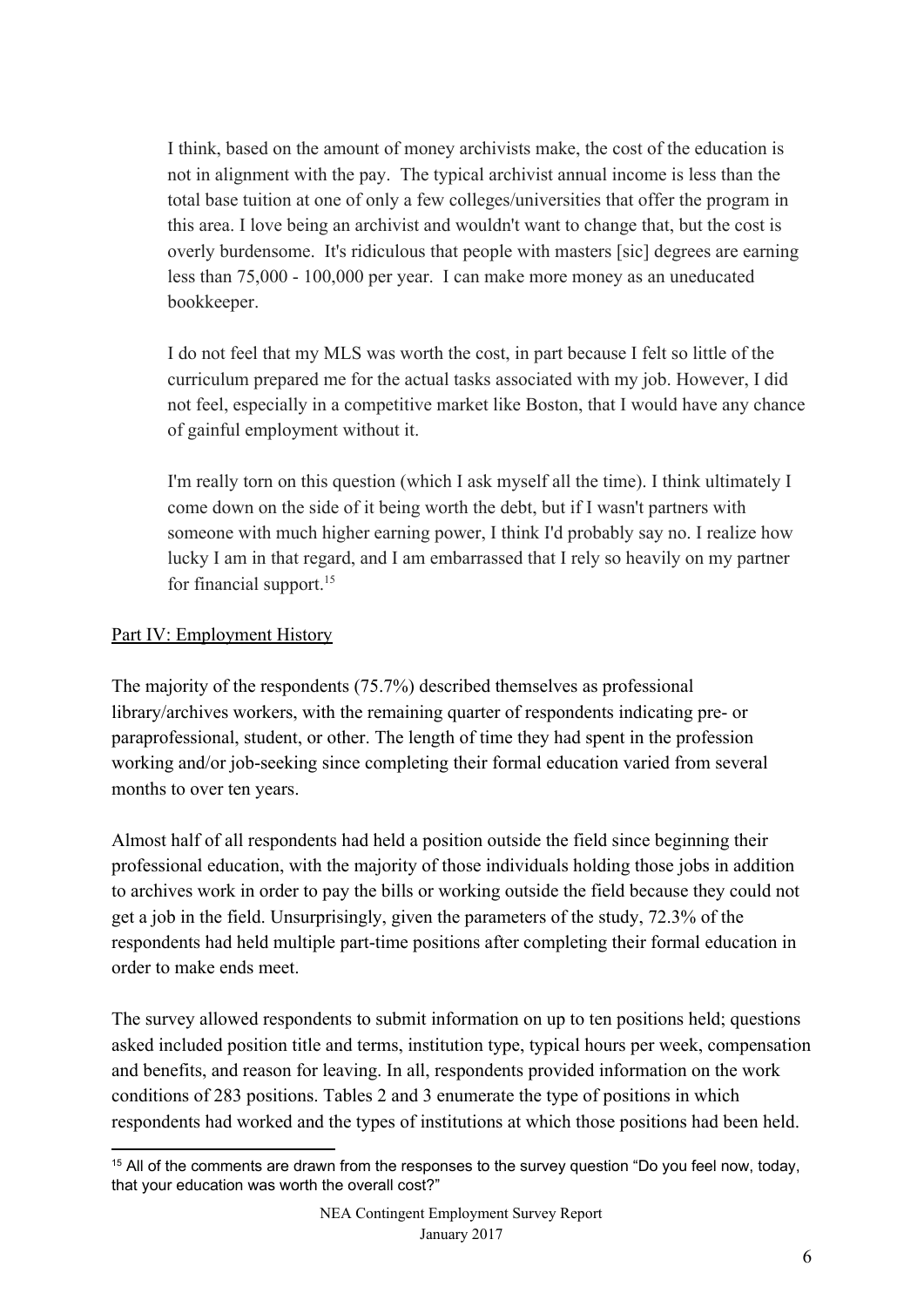> I think, based on the amount of money archivists make, the cost of the education is not in alignment with the pay. The typical archivist annual income is less than the total base tuition at one of only a few colleges/universities that offer the program in this area. I love being an archivist and wouldn't want to change that, but the cost is overly burdensome. It's ridiculous that people with masters [sic] degrees are earning less than 75,000 - 100,000 per year. I can make more money as an uneducated bookkeeper.
>
> I do not feel that my MLS was worth the cost, in part because I felt so little of the curriculum prepared me for the actual tasks associated with my job. However, I did not feel, especially in a competitive market like Boston, that I would have any chance of gainful employment without it.
>
> I'm really torn on this question (which I ask myself all the time). I think ultimately I come down on the side of it being worth the debt, but if I wasn't partners with someone with much higher earning power, I think I'd probably say no. I realize how lucky I am in that regard, and I am embarrassed that I rely so heavily on my partner for financial support.[15]

Part IV: Employment History

The majority of the respondents (75.7%) described themselves as professional library/archives workers, with the remaining quarter of respondents indicating pre- or paraprofessional, student, or other. The length of time they had spent in the profession working and/or job-seeking since completing their formal education varied from several months to over ten years.

Almost half of all respondents had held a position outside the field since beginning their professional education, with the majority of those individuals holding those jobs in addition to archives work in order to pay the bills or working outside the field because they could not get a job in the field. Unsurprisingly, given the parameters of the study, 72.3% of the respondents had held multiple part-time positions after completing their formal education in order to make ends meet.

The survey allowed respondents to submit information on up to ten positions held; questions asked included position title and terms, institution type, typical hours per week, compensation and benefits, and reason for leaving. In all, respondents provided information on the work conditions of 283 positions. Tables 2 and 3 enumerate the type of positions in which respondents had worked and the types of institutions at which those positions had been held.

[15] All of the comments are drawn from the responses to the survey question "Do you feel now, today, that your education was worth the overall cost?"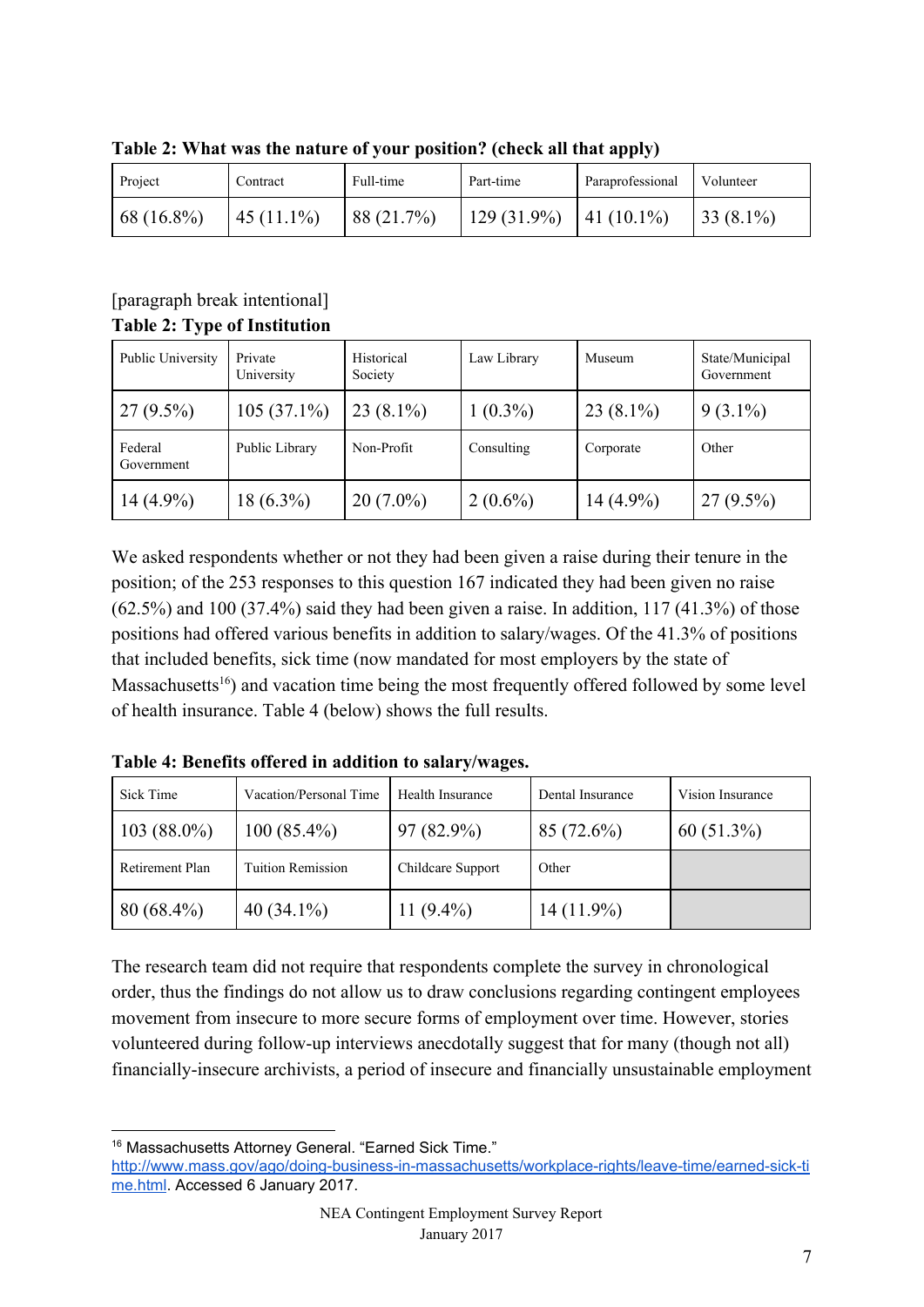**Table 2: What was the nature of your position? (check all that apply)**

| Project | Contract | Full-time | Part-time | Paraprofessional | Volunteer |
|---|---|---|---|---|---|
| 68 (16.8%) | 45 (11.1%) | 88 (21.7%) | 129 (31.9%) | 41 (10.1%) | 33 (8.1%) |

[paragraph break intentional]

**Table 2: Type of Institution**

| Public University | Private University | Historical Society | Law Library | Museum | State/Municipal Government |
|---|---|---|---|---|---|
| 27 (9.5%) | 105 (37.1%) | 23 (8.1%) | 1 (0.3%) | 23 (8.1%) | 9 (3.1%) |
| Federal Government | Public Library | Non-Profit | Consulting | Corporate | Other |
| 14 (4.9%) | 18 (6.3%) | 20 (7.0%) | 2 (0.6%) | 14 (4.9%) | 27 (9.5%) |

We asked respondents whether or not they had been given a raise during their tenure in the position; of the 253 responses to this question 167 indicated they had been given no raise (62.5%) and 100 (37.4%) said they had been given a raise. In addition, 117 (41.3%) of those positions had offered various benefits in addition to salary/wages. Of the 41.3% of positions that included benefits, sick time (now mandated for most employers by the state of Massachusetts[16]) and vacation time being the most frequently offered followed by some level of health insurance. Table 4 (below) shows the full results.

**Table 4: Benefits offered in addition to salary/wages.**

| Sick Time | Vacation/Personal Time | Health Insurance | Dental Insurance | Vision Insurance |
|---|---|---|---|---|
| 103 (88.0%) | 100 (85.4%) | 97 (82.9%) | 85 (72.6%) | 60 (51.3%) |
| Retirement Plan | Tuition Remission | Childcare Support | Other | |
| 80 (68.4%) | 40 (34.1%) | 11 (9.4%) | 14 (11.9%) | |

The research team did not require that respondents complete the survey in chronological order, thus the findings do not allow us to draw conclusions regarding contingent employees movement from insecure to more secure forms of employment over time. However, stories volunteered during follow-up interviews anecdotally suggest that for many (though not all) financially-insecure archivists, a period of insecure and financially unsustainable employment

[16] Massachusetts Attorney General. "Earned Sick Time." http://www.mass.gov/ago/doing-business-in-massachusetts/workplace-rights/leave-time/earned-sick-time.html. Accessed 6 January 2017.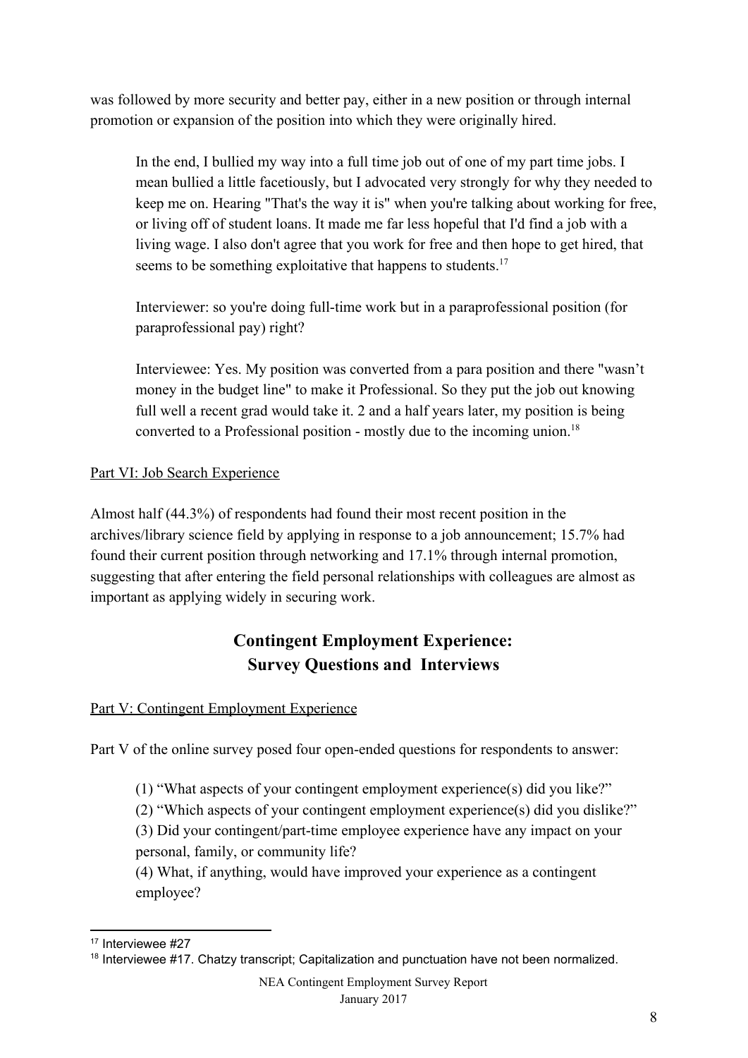was followed by more security and better pay, either in a new position or through internal promotion or expansion of the position into which they were originally hired.

> In the end, I bullied my way into a full time job out of one of my part time jobs. I mean bullied a little facetiously, but I advocated very strongly for why they needed to keep me on. Hearing "That's the way it is" when you're talking about working for free, or living off of student loans. It made me far less hopeful that I'd find a job with a living wage. I also don't agree that you work for free and then hope to get hired, that seems to be something exploitative that happens to students.[17]
>
> Interviewer: so you're doing full-time work but in a paraprofessional position (for paraprofessional pay) right?
>
> Interviewee: Yes. My position was converted from a para position and there "wasn't money in the budget line" to make it Professional. So they put the job out knowing full well a recent grad would take it. 2 and a half years later, my position is being converted to a Professional position - mostly due to the incoming union.[18]

<u>Part VI: Job Search Experience</u>

Almost half (44.3%) of respondents had found their most recent position in the archives/library science field by applying in response to a job announcement; 15.7% had found their current position through networking and 17.1% through internal promotion, suggesting that after entering the field personal relationships with colleagues are almost as important as applying widely in securing work.

## Contingent Employment Experience: Survey Questions and Interviews

<u>Part V: Contingent Employment Experience</u>

Part V of the online survey posed four open-ended questions for respondents to answer:

> (1) "What aspects of your contingent employment experience(s) did you like?"
> (2) "Which aspects of your contingent employment experience(s) did you dislike?"
> (3) Did your contingent/part-time employee experience have any impact on your personal, family, or community life?
> (4) What, if anything, would have improved your experience as a contingent employee?

---

[17] Interviewee #27

[18] Interviewee #17. Chatzy transcript; Capitalization and punctuation have not been normalized.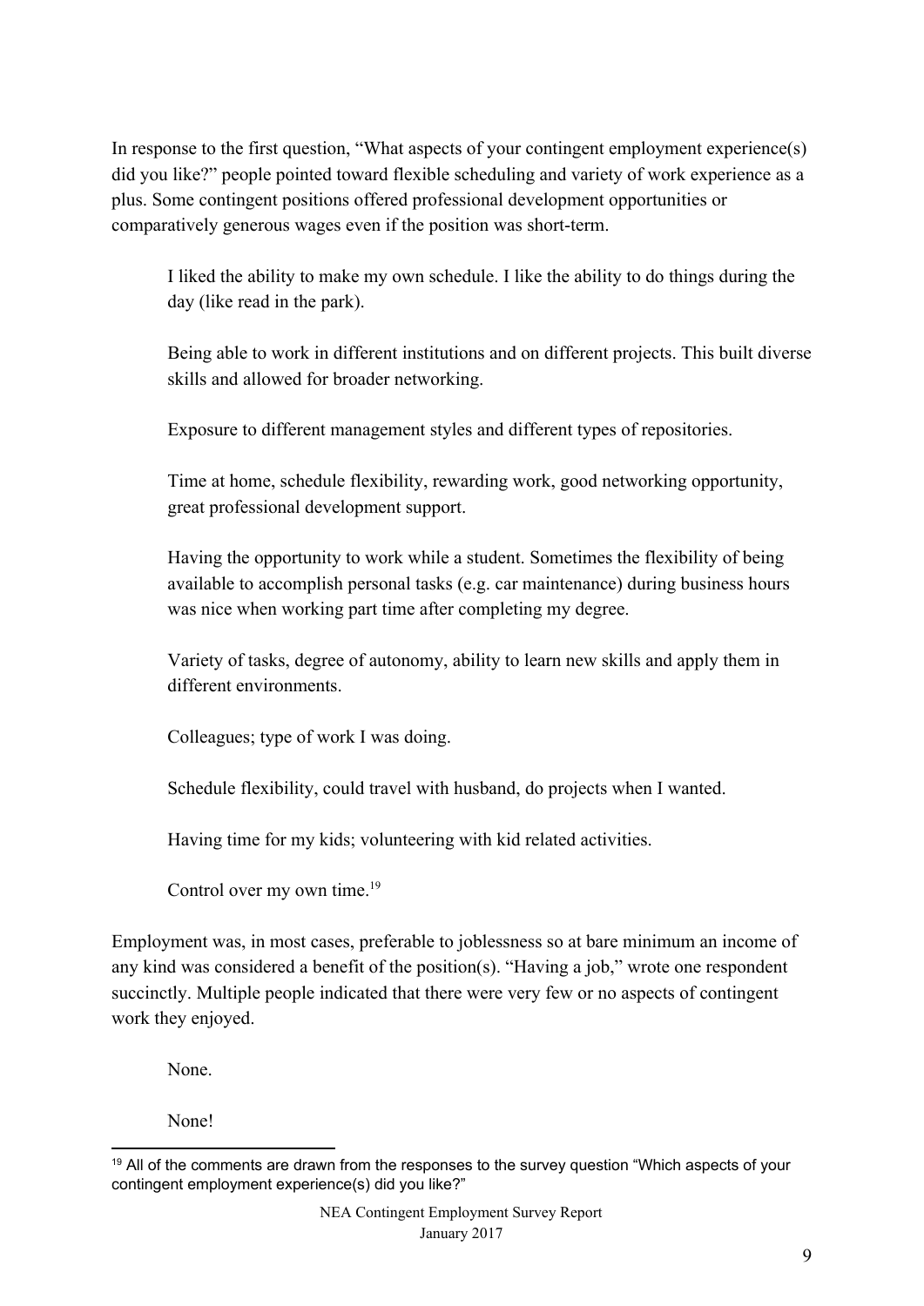In response to the first question, "What aspects of your contingent employment experience(s) did you like?" people pointed toward flexible scheduling and variety of work experience as a plus. Some contingent positions offered professional development opportunities or comparatively generous wages even if the position was short-term.

> I liked the ability to make my own schedule. I like the ability to do things during the day (like read in the park).
>
> Being able to work in different institutions and on different projects. This built diverse skills and allowed for broader networking.
>
> Exposure to different management styles and different types of repositories.
>
> Time at home, schedule flexibility, rewarding work, good networking opportunity, great professional development support.
>
> Having the opportunity to work while a student. Sometimes the flexibility of being available to accomplish personal tasks (e.g. car maintenance) during business hours was nice when working part time after completing my degree.
>
> Variety of tasks, degree of autonomy, ability to learn new skills and apply them in different environments.
>
> Colleagues; type of work I was doing.
>
> Schedule flexibility, could travel with husband, do projects when I wanted.
>
> Having time for my kids; volunteering with kid related activities.
>
> Control over my own time.[19]

Employment was, in most cases, preferable to joblessness so at bare minimum an income of any kind was considered a benefit of the position(s). "Having a job," wrote one respondent succinctly. Multiple people indicated that there were very few or no aspects of contingent work they enjoyed.

> None.
>
> None!

---

[19] All of the comments are drawn from the responses to the survey question "Which aspects of your contingent employment experience(s) did you like?"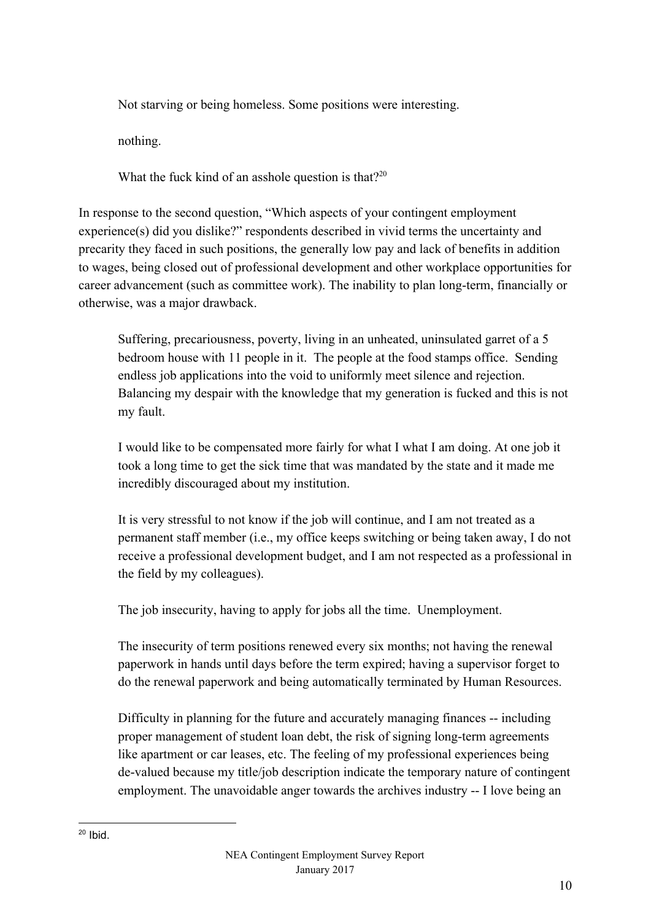> Not starving or being homeless. Some positions were interesting.
>
> nothing.
>
> What the fuck kind of an asshole question is that?[20]

In response to the second question, "Which aspects of your contingent employment experience(s) did you dislike?" respondents described in vivid terms the uncertainty and precarity they faced in such positions, the generally low pay and lack of benefits in addition to wages, being closed out of professional development and other workplace opportunities for career advancement (such as committee work). The inability to plan long-term, financially or otherwise, was a major drawback.

> Suffering, precariousness, poverty, living in an unheated, uninsulated garret of a 5 bedroom house with 11 people in it. The people at the food stamps office. Sending endless job applications into the void to uniformly meet silence and rejection. Balancing my despair with the knowledge that my generation is fucked and this is not my fault.
>
> I would like to be compensated more fairly for what I what I am doing. At one job it took a long time to get the sick time that was mandated by the state and it made me incredibly discouraged about my institution.
>
> It is very stressful to not know if the job will continue, and I am not treated as a permanent staff member (i.e., my office keeps switching or being taken away, I do not receive a professional development budget, and I am not respected as a professional in the field by my colleagues).
>
> The job insecurity, having to apply for jobs all the time. Unemployment.
>
> The insecurity of term positions renewed every six months; not having the renewal paperwork in hands until days before the term expired; having a supervisor forget to do the renewal paperwork and being automatically terminated by Human Resources.
>
> Difficulty in planning for the future and accurately managing finances -- including proper management of student loan debt, the risk of signing long-term agreements like apartment or car leases, etc. The feeling of my professional experiences being de-valued because my title/job description indicate the temporary nature of contingent employment. The unavoidable anger towards the archives industry -- I love being an

[20] Ibid.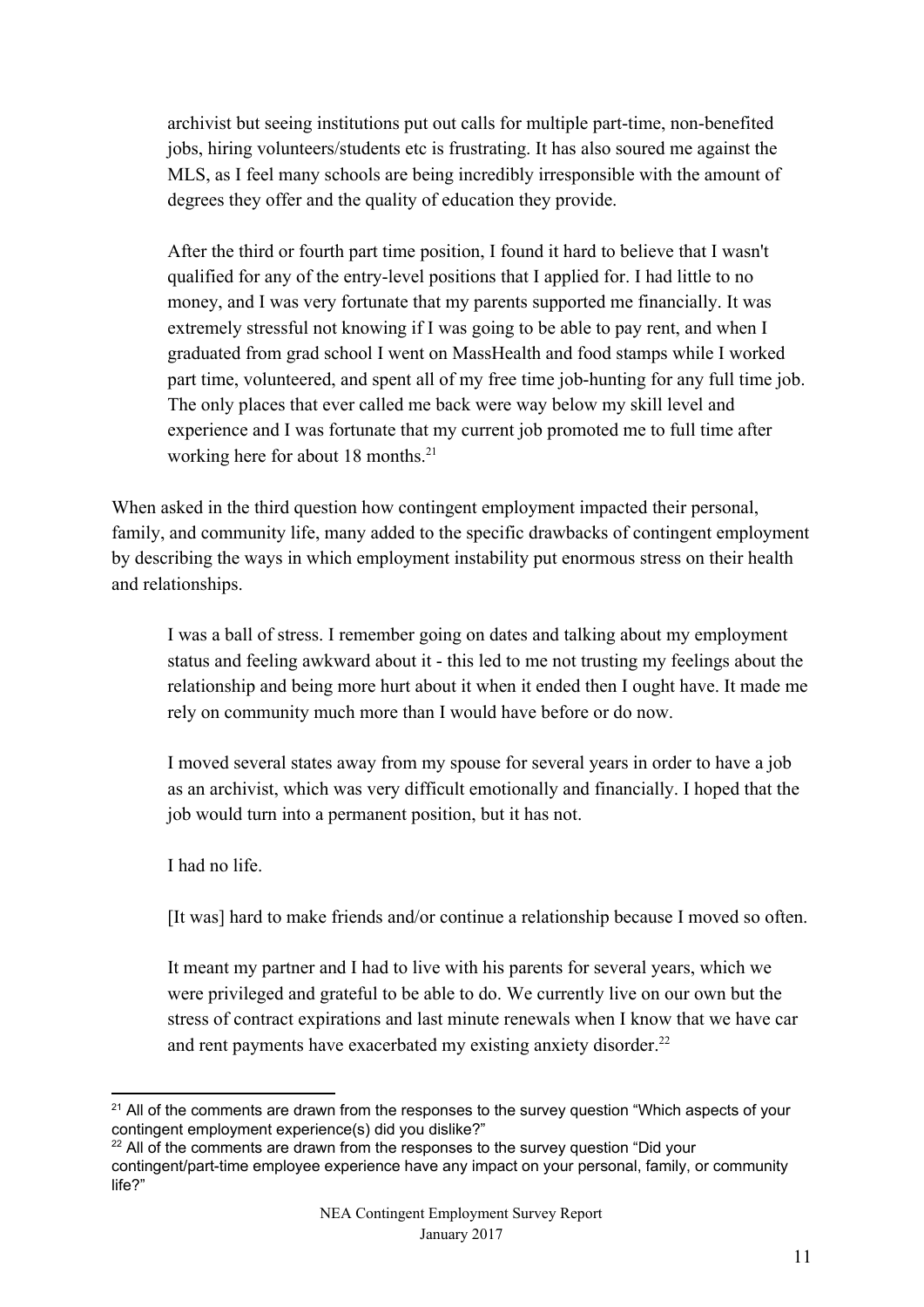> archivist but seeing institutions put out calls for multiple part-time, non-benefited jobs, hiring volunteers/students etc is frustrating. It has also soured me against the MLS, as I feel many schools are being incredibly irresponsible with the amount of degrees they offer and the quality of education they provide.
>
> After the third or fourth part time position, I found it hard to believe that I wasn't qualified for any of the entry-level positions that I applied for. I had little to no money, and I was very fortunate that my parents supported me financially. It was extremely stressful not knowing if I was going to be able to pay rent, and when I graduated from grad school I went on MassHealth and food stamps while I worked part time, volunteered, and spent all of my free time job-hunting for any full time job. The only places that ever called me back were way below my skill level and experience and I was fortunate that my current job promoted me to full time after working here for about 18 months.[21]

When asked in the third question how contingent employment impacted their personal, family, and community life, many added to the specific drawbacks of contingent employment by describing the ways in which employment instability put enormous stress on their health and relationships.

> I was a ball of stress. I remember going on dates and talking about my employment status and feeling awkward about it - this led to me not trusting my feelings about the relationship and being more hurt about it when it ended then I ought have. It made me rely on community much more than I would have before or do now.
>
> I moved several states away from my spouse for several years in order to have a job as an archivist, which was very difficult emotionally and financially. I hoped that the job would turn into a permanent position, but it has not.
>
> I had no life.
>
> [It was] hard to make friends and/or continue a relationship because I moved so often.
>
> It meant my partner and I had to live with his parents for several years, which we were privileged and grateful to be able to do. We currently live on our own but the stress of contract expirations and last minute renewals when I know that we have car and rent payments have exacerbated my existing anxiety disorder.[22]

---

[21] All of the comments are drawn from the responses to the survey question "Which aspects of your contingent employment experience(s) did you dislike?"

[22] All of the comments are drawn from the responses to the survey question "Did your contingent/part-time employee experience have any impact on your personal, family, or community life?"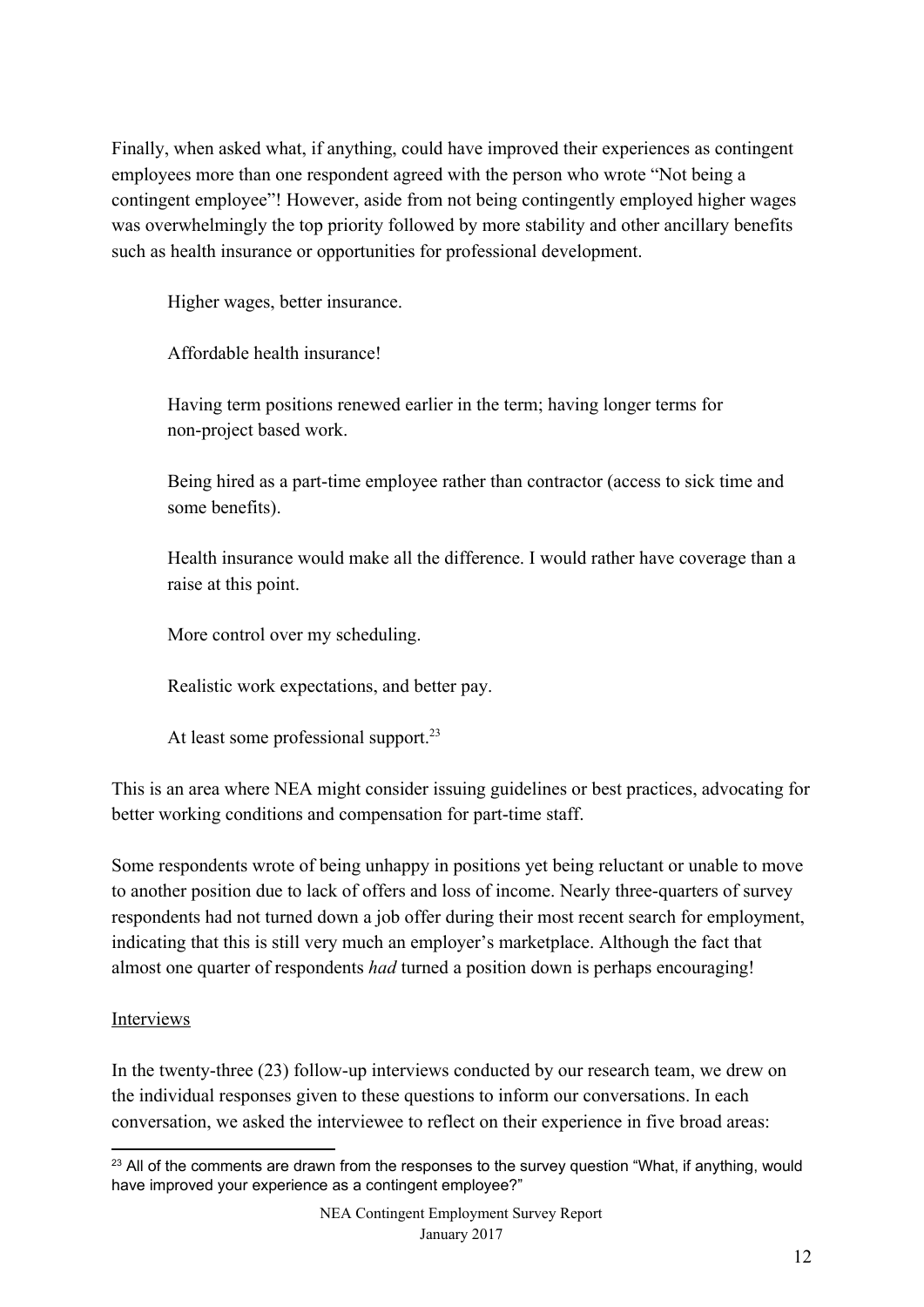Finally, when asked what, if anything, could have improved their experiences as contingent employees more than one respondent agreed with the person who wrote "Not being a contingent employee"! However, aside from not being contingently employed higher wages was overwhelmingly the top priority followed by more stability and other ancillary benefits such as health insurance or opportunities for professional development.

> Higher wages, better insurance.
>
> Affordable health insurance!
>
> Having term positions renewed earlier in the term; having longer terms for non-project based work.
>
> Being hired as a part-time employee rather than contractor (access to sick time and some benefits).
>
> Health insurance would make all the difference. I would rather have coverage than a raise at this point.
>
> More control over my scheduling.
>
> Realistic work expectations, and better pay.
>
> At least some professional support.[23]

This is an area where NEA might consider issuing guidelines or best practices, advocating for better working conditions and compensation for part-time staff.

Some respondents wrote of being unhappy in positions yet being reluctant or unable to move to another position due to lack of offers and loss of income. Nearly three-quarters of survey respondents had not turned down a job offer during their most recent search for employment, indicating that this is still very much an employer's marketplace. Although the fact that almost one quarter of respondents *had* turned a position down is perhaps encouraging!

<u>Interviews</u>

In the twenty-three (23) follow-up interviews conducted by our research team, we drew on the individual responses given to these questions to inform our conversations. In each conversation, we asked the interviewee to reflect on their experience in five broad areas:

[23] All of the comments are drawn from the responses to the survey question "What, if anything, would have improved your experience as a contingent employee?"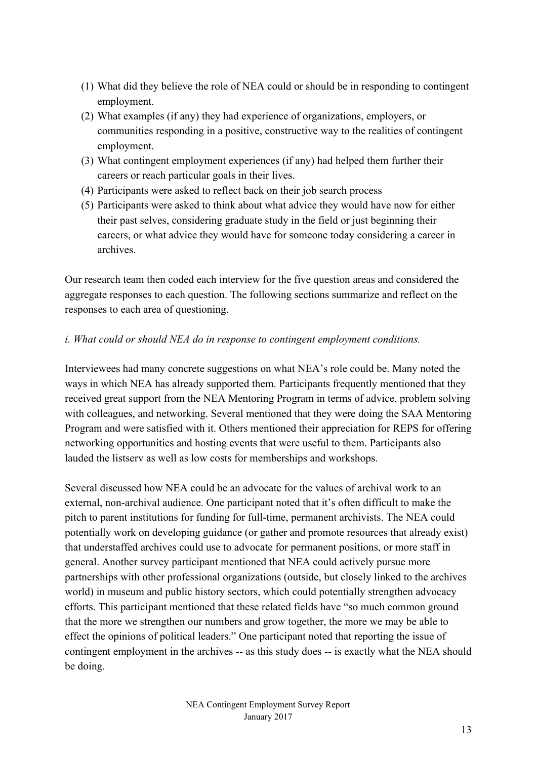(1) What did they believe the role of NEA could or should be in responding to contingent employment.
(2) What examples (if any) they had experience of organizations, employers, or communities responding in a positive, constructive way to the realities of contingent employment.
(3) What contingent employment experiences (if any) had helped them further their careers or reach particular goals in their lives.
(4) Participants were asked to reflect back on their job search process
(5) Participants were asked to think about what advice they would have now for either their past selves, considering graduate study in the field or just beginning their careers, or what advice they would have for someone today considering a career in archives.

Our research team then coded each interview for the five question areas and considered the aggregate responses to each question. The following sections summarize and reflect on the responses to each area of questioning.

*i. What could or should NEA do in response to contingent employment conditions.*

Interviewees had many concrete suggestions on what NEA's role could be. Many noted the ways in which NEA has already supported them. Participants frequently mentioned that they received great support from the NEA Mentoring Program in terms of advice, problem solving with colleagues, and networking. Several mentioned that they were doing the SAA Mentoring Program and were satisfied with it. Others mentioned their appreciation for REPS for offering networking opportunities and hosting events that were useful to them. Participants also lauded the listserv as well as low costs for memberships and workshops.

Several discussed how NEA could be an advocate for the values of archival work to an external, non-archival audience. One participant noted that it's often difficult to make the pitch to parent institutions for funding for full-time, permanent archivists. The NEA could potentially work on developing guidance (or gather and promote resources that already exist) that understaffed archives could use to advocate for permanent positions, or more staff in general. Another survey participant mentioned that NEA could actively pursue more partnerships with other professional organizations (outside, but closely linked to the archives world) in museum and public history sectors, which could potentially strengthen advocacy efforts. This participant mentioned that these related fields have "so much common ground that the more we strengthen our numbers and grow together, the more we may be able to effect the opinions of political leaders." One participant noted that reporting the issue of contingent employment in the archives -- as this study does -- is exactly what the NEA should be doing.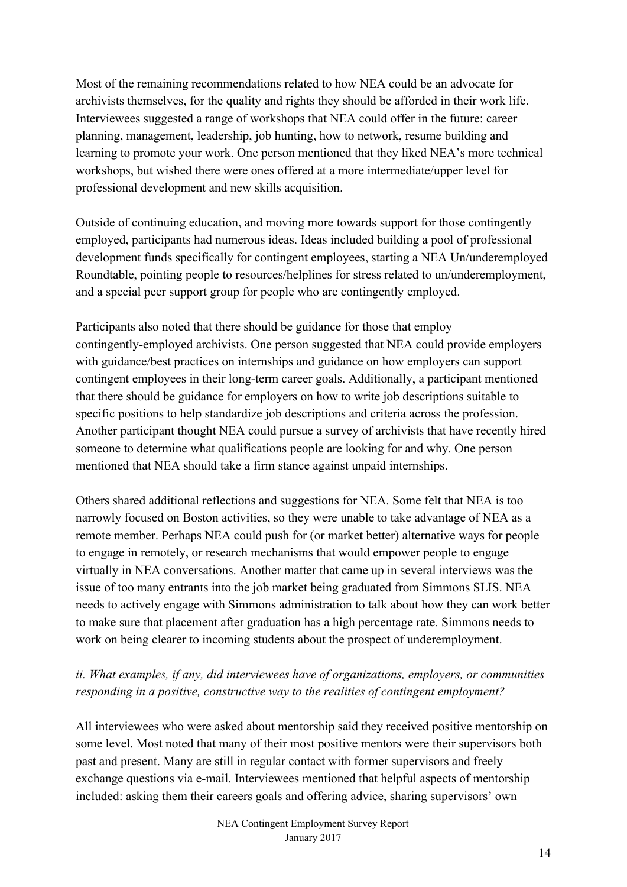Most of the remaining recommendations related to how NEA could be an advocate for archivists themselves, for the quality and rights they should be afforded in their work life. Interviewees suggested a range of workshops that NEA could offer in the future: career planning, management, leadership, job hunting, how to network, resume building and learning to promote your work. One person mentioned that they liked NEA's more technical workshops, but wished there were ones offered at a more intermediate/upper level for professional development and new skills acquisition.

Outside of continuing education, and moving more towards support for those contingently employed, participants had numerous ideas. Ideas included building a pool of professional development funds specifically for contingent employees, starting a NEA Un/underemployed Roundtable, pointing people to resources/helplines for stress related to un/underemployment, and a special peer support group for people who are contingently employed.

Participants also noted that there should be guidance for those that employ contingently-employed archivists. One person suggested that NEA could provide employers with guidance/best practices on internships and guidance on how employers can support contingent employees in their long-term career goals. Additionally, a participant mentioned that there should be guidance for employers on how to write job descriptions suitable to specific positions to help standardize job descriptions and criteria across the profession. Another participant thought NEA could pursue a survey of archivists that have recently hired someone to determine what qualifications people are looking for and why. One person mentioned that NEA should take a firm stance against unpaid internships.

Others shared additional reflections and suggestions for NEA. Some felt that NEA is too narrowly focused on Boston activities, so they were unable to take advantage of NEA as a remote member. Perhaps NEA could push for (or market better) alternative ways for people to engage in remotely, or research mechanisms that would empower people to engage virtually in NEA conversations. Another matter that came up in several interviews was the issue of too many entrants into the job market being graduated from Simmons SLIS. NEA needs to actively engage with Simmons administration to talk about how they can work better to make sure that placement after graduation has a high percentage rate. Simmons needs to work on being clearer to incoming students about the prospect of underemployment.

*ii. What examples, if any, did interviewees have of organizations, employers, or communities responding in a positive, constructive way to the realities of contingent employment?*

All interviewees who were asked about mentorship said they received positive mentorship on some level. Most noted that many of their most positive mentors were their supervisors both past and present. Many are still in regular contact with former supervisors and freely exchange questions via e-mail. Interviewees mentioned that helpful aspects of mentorship included: asking them their careers goals and offering advice, sharing supervisors' own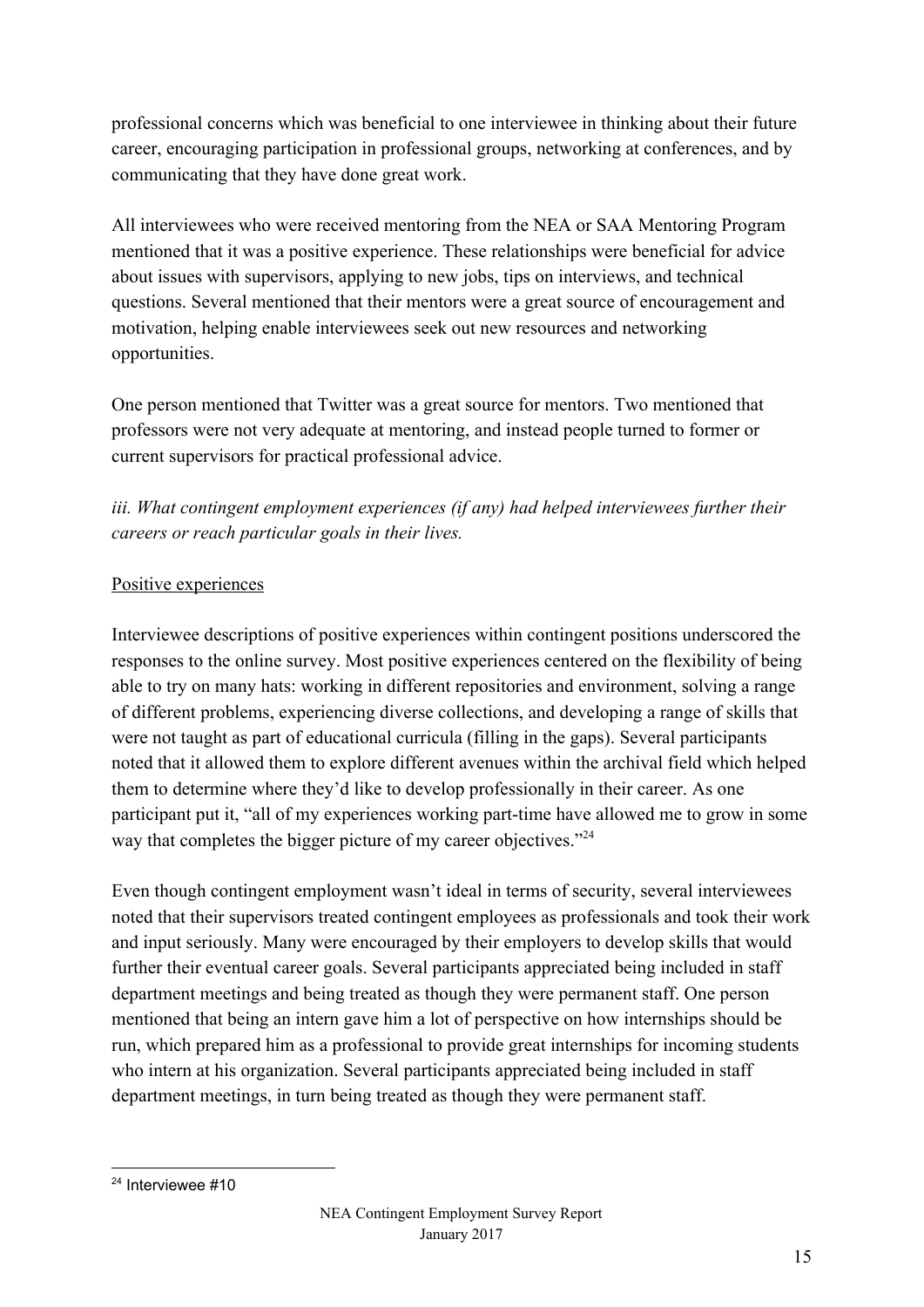professional concerns which was beneficial to one interviewee in thinking about their future career, encouraging participation in professional groups, networking at conferences, and by communicating that they have done great work.

All interviewees who were received mentoring from the NEA or SAA Mentoring Program mentioned that it was a positive experience. These relationships were beneficial for advice about issues with supervisors, applying to new jobs, tips on interviews, and technical questions. Several mentioned that their mentors were a great source of encouragement and motivation, helping enable interviewees seek out new resources and networking opportunities.

One person mentioned that Twitter was a great source for mentors. Two mentioned that professors were not very adequate at mentoring, and instead people turned to former or current supervisors for practical professional advice.

*iii. What contingent employment experiences (if any) had helped interviewees further their careers or reach particular goals in their lives.*

<u>Positive experiences</u>

Interviewee descriptions of positive experiences within contingent positions underscored the responses to the online survey. Most positive experiences centered on the flexibility of being able to try on many hats: working in different repositories and environment, solving a range of different problems, experiencing diverse collections, and developing a range of skills that were not taught as part of educational curricula (filling in the gaps). Several participants noted that it allowed them to explore different avenues within the archival field which helped them to determine where they'd like to develop professionally in their career. As one participant put it, "all of my experiences working part-time have allowed me to grow in some way that completes the bigger picture of my career objectives."[24]

Even though contingent employment wasn't ideal in terms of security, several interviewees noted that their supervisors treated contingent employees as professionals and took their work and input seriously. Many were encouraged by their employers to develop skills that would further their eventual career goals. Several participants appreciated being included in staff department meetings and being treated as though they were permanent staff. One person mentioned that being an intern gave him a lot of perspective on how internships should be run, which prepared him as a professional to provide great internships for incoming students who intern at his organization. Several participants appreciated being included in staff department meetings, in turn being treated as though they were permanent staff.

---

[24] Interviewee #10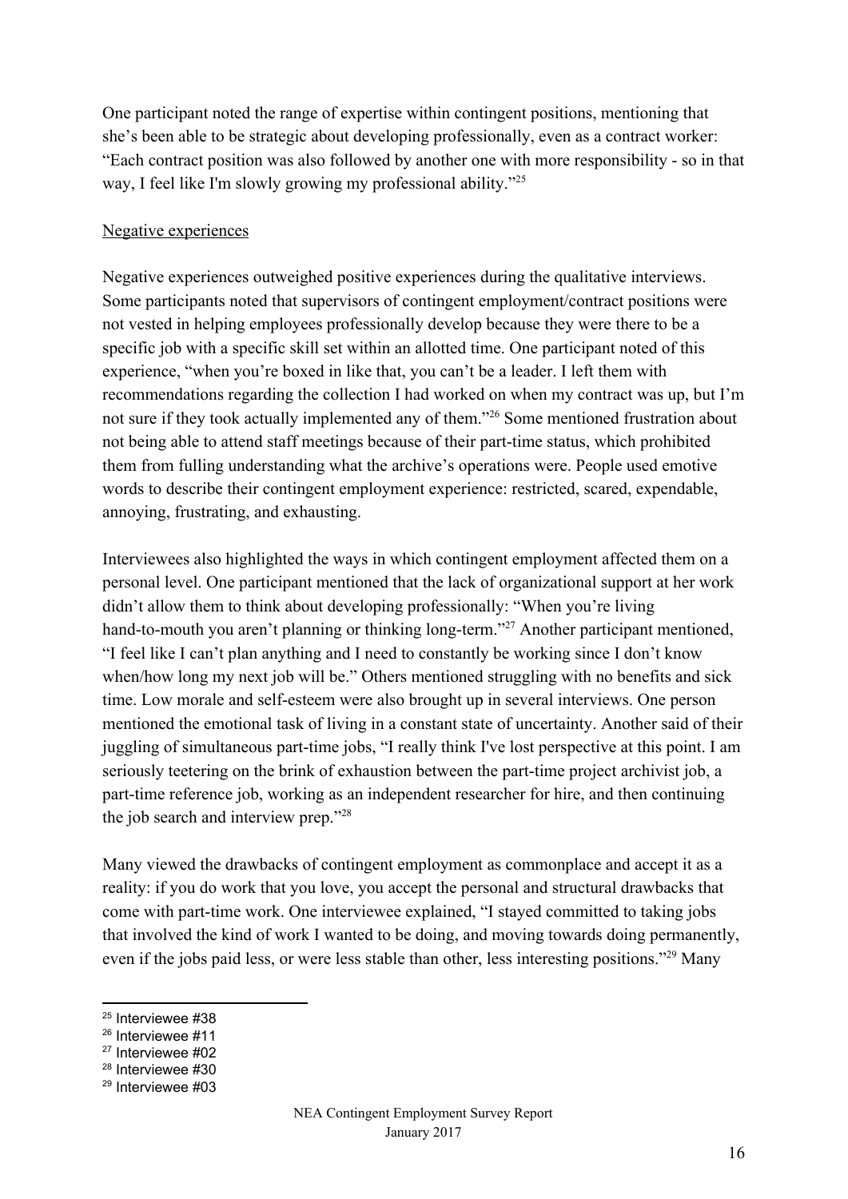One participant noted the range of expertise within contingent positions, mentioning that she's been able to be strategic about developing professionally, even as a contract worker: "Each contract position was also followed by another one with more responsibility - so in that way, I feel like I'm slowly growing my professional ability."[25]

Negative experiences

Negative experiences outweighed positive experiences during the qualitative interviews. Some participants noted that supervisors of contingent employment/contract positions were not vested in helping employees professionally develop because they were there to be a specific job with a specific skill set within an allotted time. One participant noted of this experience, "when you're boxed in like that, you can't be a leader. I left them with recommendations regarding the collection I had worked on when my contract was up, but I'm not sure if they took actually implemented any of them."[26] Some mentioned frustration about not being able to attend staff meetings because of their part-time status, which prohibited them from fulling understanding what the archive's operations were. People used emotive words to describe their contingent employment experience: restricted, scared, expendable, annoying, frustrating, and exhausting.

Interviewees also highlighted the ways in which contingent employment affected them on a personal level. One participant mentioned that the lack of organizational support at her work didn't allow them to think about developing professionally: "When you're living hand-to-mouth you aren't planning or thinking long-term."[27] Another participant mentioned, "I feel like I can't plan anything and I need to constantly be working since I don't know when/how long my next job will be." Others mentioned struggling with no benefits and sick time. Low morale and self-esteem were also brought up in several interviews. One person mentioned the emotional task of living in a constant state of uncertainty. Another said of their juggling of simultaneous part-time jobs, "I really think I've lost perspective at this point. I am seriously teetering on the brink of exhaustion between the part-time project archivist job, a part-time reference job, working as an independent researcher for hire, and then continuing the job search and interview prep."[28]

Many viewed the drawbacks of contingent employment as commonplace and accept it as a reality: if you do work that you love, you accept the personal and structural drawbacks that come with part-time work. One interviewee explained, "I stayed committed to taking jobs that involved the kind of work I wanted to be doing, and moving towards doing permanently, even if the jobs paid less, or were less stable than other, less interesting positions."[29] Many

---

[25] Interviewee #38
[26] Interviewee #11
[27] Interviewee #02
[28] Interviewee #30
[29] Interviewee #03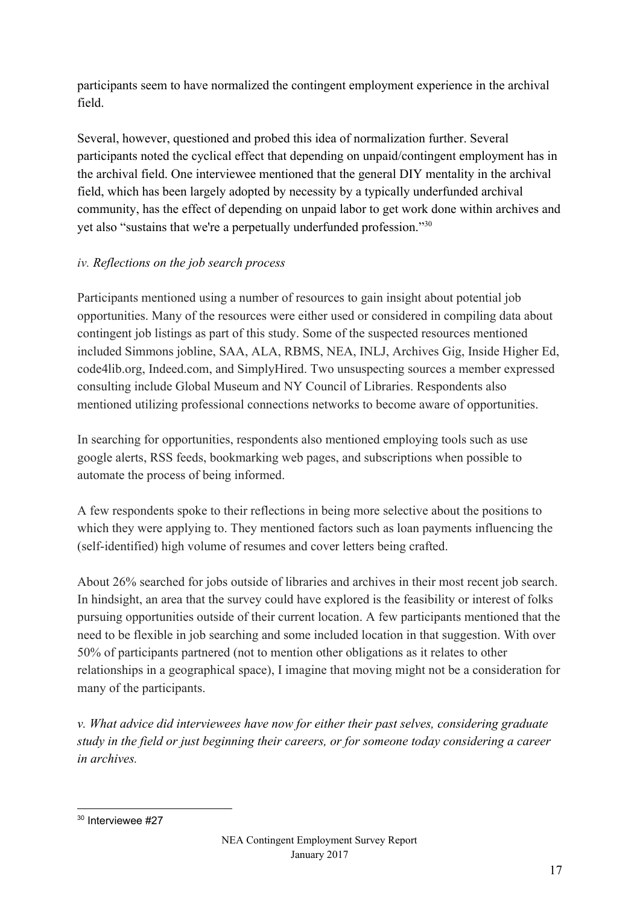participants seem to have normalized the contingent employment experience in the archival field.

Several, however, questioned and probed this idea of normalization further. Several participants noted the cyclical effect that depending on unpaid/contingent employment has in the archival field. One interviewee mentioned that the general DIY mentality in the archival field, which has been largely adopted by necessity by a typically underfunded archival community, has the effect of depending on unpaid labor to get work done within archives and yet also "sustains that we're a perpetually underfunded profession."[30]

*iv. Reflections on the job search process*

Participants mentioned using a number of resources to gain insight about potential job opportunities. Many of the resources were either used or considered in compiling data about contingent job listings as part of this study. Some of the suspected resources mentioned included Simmons jobline, SAA, ALA, RBMS, NEA, INLJ, Archives Gig, Inside Higher Ed, code4lib.org, Indeed.com, and SimplyHired. Two unsuspecting sources a member expressed consulting include Global Museum and NY Council of Libraries. Respondents also mentioned utilizing professional connections networks to become aware of opportunities.

In searching for opportunities, respondents also mentioned employing tools such as use google alerts, RSS feeds, bookmarking web pages, and subscriptions when possible to automate the process of being informed.

A few respondents spoke to their reflections in being more selective about the positions to which they were applying to. They mentioned factors such as loan payments influencing the (self-identified) high volume of resumes and cover letters being crafted.

About 26% searched for jobs outside of libraries and archives in their most recent job search. In hindsight, an area that the survey could have explored is the feasibility or interest of folks pursuing opportunities outside of their current location. A few participants mentioned that the need to be flexible in job searching and some included location in that suggestion. With over 50% of participants partnered (not to mention other obligations as it relates to other relationships in a geographical space), I imagine that moving might not be a consideration for many of the participants.

*v. What advice did interviewees have now for either their past selves, considering graduate study in the field or just beginning their careers, or for someone today considering a career in archives.*

---

[30] Interviewee #27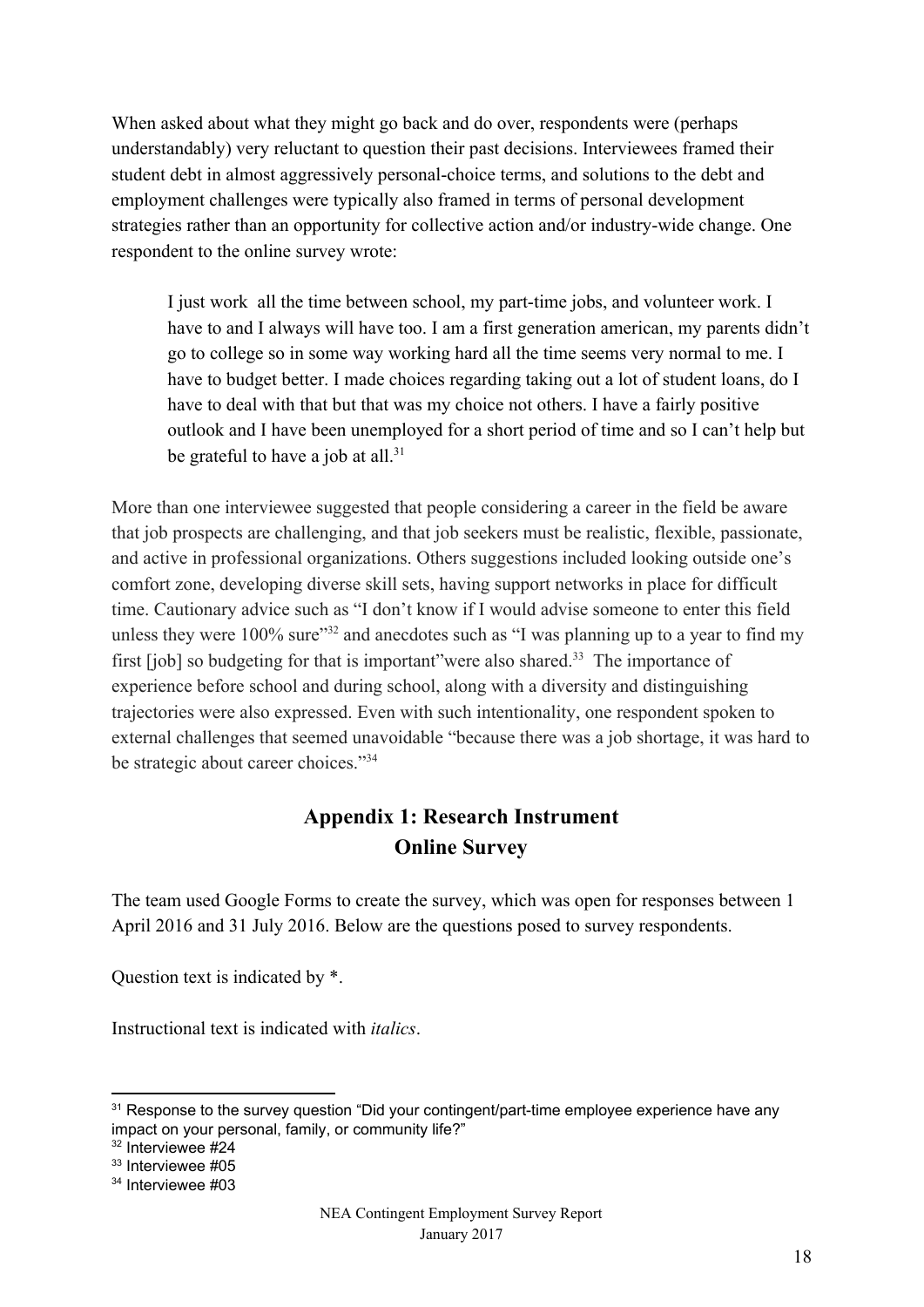When asked about what they might go back and do over, respondents were (perhaps understandably) very reluctant to question their past decisions. Interviewees framed their student debt in almost aggressively personal-choice terms, and solutions to the debt and employment challenges were typically also framed in terms of personal development strategies rather than an opportunity for collective action and/or industry-wide change. One respondent to the online survey wrote:

> I just work  all the time between school, my part-time jobs, and volunteer work. I have to and I always will have too. I am a first generation american, my parents didn't go to college so in some way working hard all the time seems very normal to me. I have to budget better. I made choices regarding taking out a lot of student loans, do I have to deal with that but that was my choice not others. I have a fairly positive outlook and I have been unemployed for a short period of time and so I can't help but be grateful to have a job at all.[31]

More than one interviewee suggested that people considering a career in the field be aware that job prospects are challenging, and that job seekers must be realistic, flexible, passionate, and active in professional organizations. Others suggestions included looking outside one's comfort zone, developing diverse skill sets, having support networks in place for difficult time. Cautionary advice such as "I don't know if I would advise someone to enter this field unless they were 100% sure"[32] and anecdotes such as "I was planning up to a year to find my first [job] so budgeting for that is important"were also shared.[33] The importance of experience before school and during school, along with a diversity and distinguishing trajectories were also expressed. Even with such intentionality, one respondent spoken to external challenges that seemed unavoidable "because there was a job shortage, it was hard to be strategic about career choices."[34]

## Appendix 1: Research Instrument
## Online Survey

The team used Google Forms to create the survey, which was open for responses between 1 April 2016 and 31 July 2016. Below are the questions posed to survey respondents.

Question text is indicated by *.

Instructional text is indicated with *italics*.

---

[31] Response to the survey question "Did your contingent/part-time employee experience have any impact on your personal, family, or community life?"

[32] Interviewee #24

[33] Interviewee #05

[34] Interviewee #03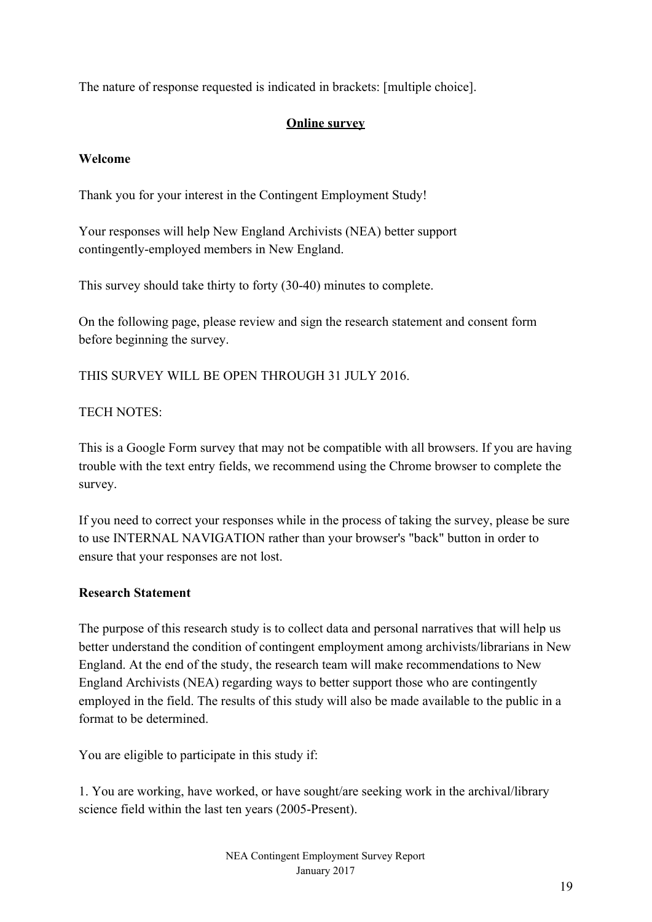The nature of response requested is indicated in brackets: [multiple choice].

## Online survey

### Welcome

Thank you for your interest in the Contingent Employment Study!

Your responses will help New England Archivists (NEA) better support contingently-employed members in New England.

This survey should take thirty to forty (30-40) minutes to complete.

On the following page, please review and sign the research statement and consent form before beginning the survey.

THIS SURVEY WILL BE OPEN THROUGH 31 JULY 2016.

TECH NOTES:

This is a Google Form survey that may not be compatible with all browsers. If you are having trouble with the text entry fields, we recommend using the Chrome browser to complete the survey.

If you need to correct your responses while in the process of taking the survey, please be sure to use INTERNAL NAVIGATION rather than your browser's "back" button in order to ensure that your responses are not lost.

### Research Statement

The purpose of this research study is to collect data and personal narratives that will help us better understand the condition of contingent employment among archivists/librarians in New England. At the end of the study, the research team will make recommendations to New England Archivists (NEA) regarding ways to better support those who are contingently employed in the field. The results of this study will also be made available to the public in a format to be determined.

You are eligible to participate in this study if:

1. You are working, have worked, or have sought/are seeking work in the archival/library science field within the last ten years (2005-Present).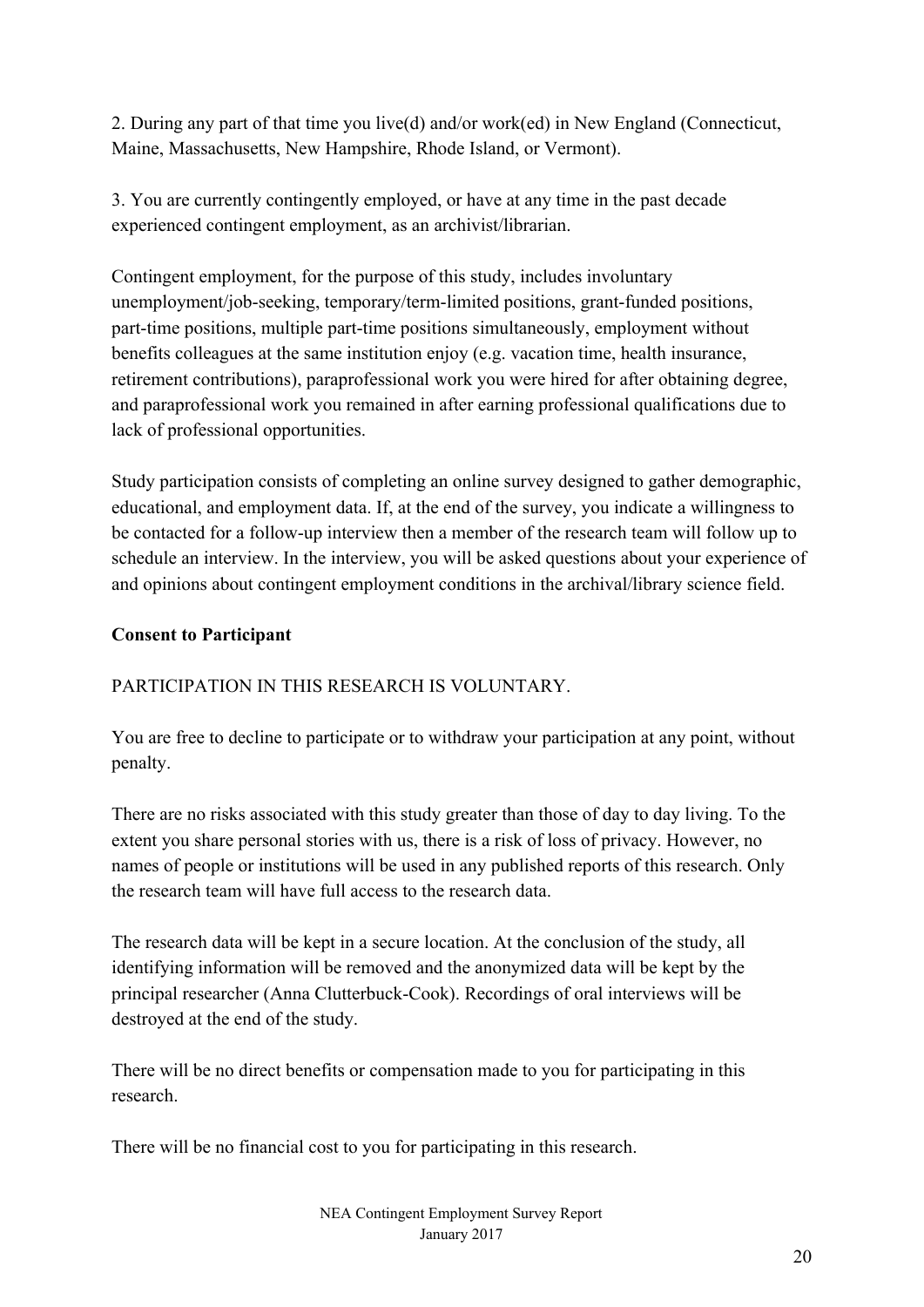2. During any part of that time you live(d) and/or work(ed) in New England (Connecticut, Maine, Massachusetts, New Hampshire, Rhode Island, or Vermont).

3. You are currently contingently employed, or have at any time in the past decade experienced contingent employment, as an archivist/librarian.

Contingent employment, for the purpose of this study, includes involuntary unemployment/job-seeking, temporary/term-limited positions, grant-funded positions, part-time positions, multiple part-time positions simultaneously, employment without benefits colleagues at the same institution enjoy (e.g. vacation time, health insurance, retirement contributions), paraprofessional work you were hired for after obtaining degree, and paraprofessional work you remained in after earning professional qualifications due to lack of professional opportunities.

Study participation consists of completing an online survey designed to gather demographic, educational, and employment data. If, at the end of the survey, you indicate a willingness to be contacted for a follow-up interview then a member of the research team will follow up to schedule an interview. In the interview, you will be asked questions about your experience of and opinions about contingent employment conditions in the archival/library science field.

**Consent to Participant**

PARTICIPATION IN THIS RESEARCH IS VOLUNTARY.

You are free to decline to participate or to withdraw your participation at any point, without penalty.

There are no risks associated with this study greater than those of day to day living. To the extent you share personal stories with us, there is a risk of loss of privacy. However, no names of people or institutions will be used in any published reports of this research. Only the research team will have full access to the research data.

The research data will be kept in a secure location. At the conclusion of the study, all identifying information will be removed and the anonymized data will be kept by the principal researcher (Anna Clutterbuck-Cook). Recordings of oral interviews will be destroyed at the end of the study.

There will be no direct benefits or compensation made to you for participating in this research.

There will be no financial cost to you for participating in this research.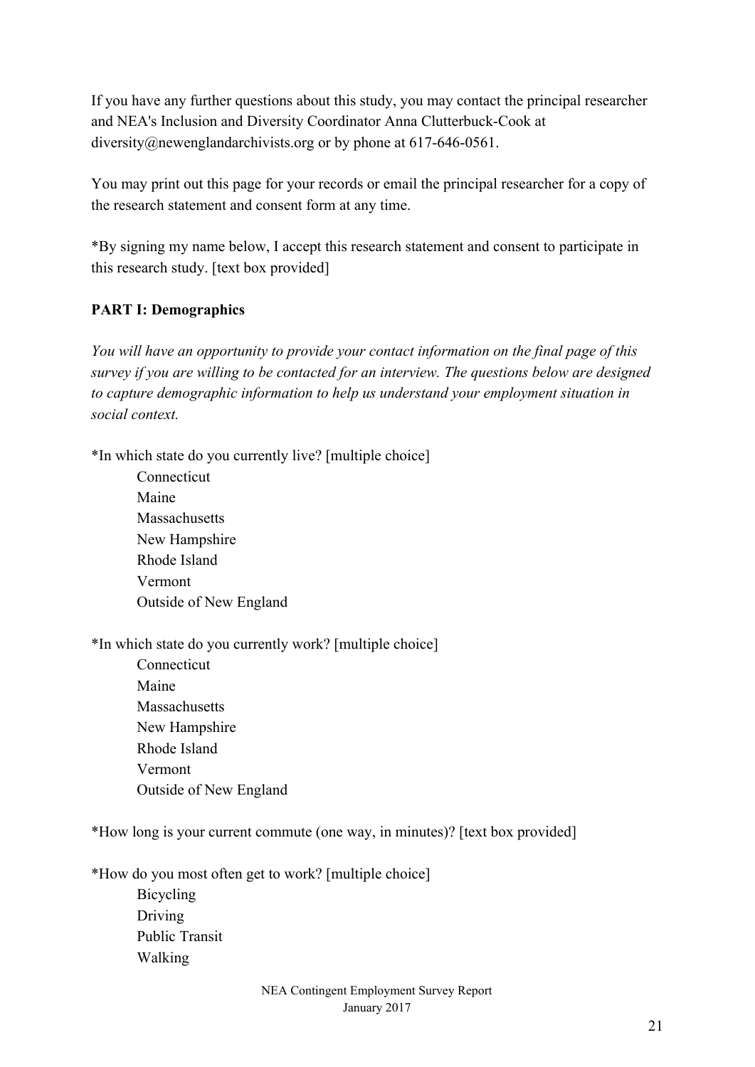If you have any further questions about this study, you may contact the principal researcher and NEA's Inclusion and Diversity Coordinator Anna Clutterbuck-Cook at diversity@newenglandarchivists.org or by phone at 617-646-0561.

You may print out this page for your records or email the principal researcher for a copy of the research statement and consent form at any time.

*By signing my name below, I accept this research statement and consent to participate in this research study. [text box provided]

**PART I: Demographics**

*You will have an opportunity to provide your contact information on the final page of this survey if you are willing to be contacted for an interview. The questions below are designed to capture demographic information to help us understand your employment situation in social context.*

*In which state do you currently live? [multiple choice]

- Connecticut
- Maine
- Massachusetts
- New Hampshire
- Rhode Island
- Vermont
- Outside of New England

*In which state do you currently work? [multiple choice]

- Connecticut
- Maine
- Massachusetts
- New Hampshire
- Rhode Island
- Vermont
- Outside of New England

*How long is your current commute (one way, in minutes)? [text box provided]

*How do you most often get to work? [multiple choice]

- Bicycling
- Driving
- Public Transit
- Walking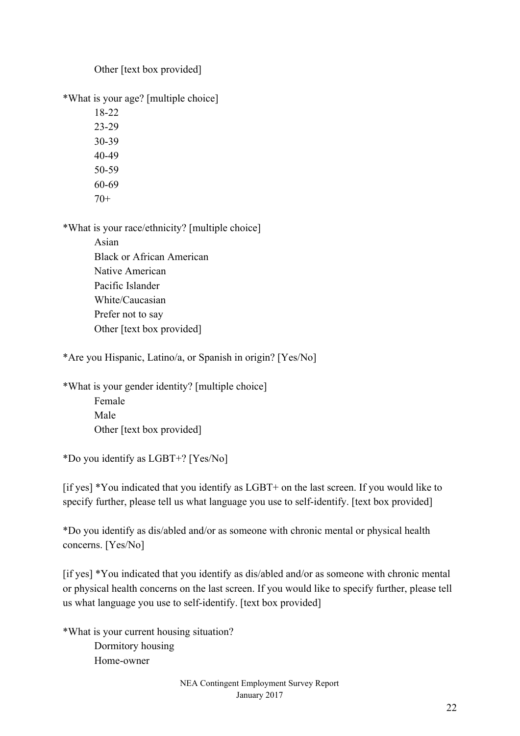Other [text box provided]

*What is your age? [multiple choice]

18-22
23-29
30-39
40-49
50-59
60-69
70+

*What is your race/ethnicity? [multiple choice]

Asian
Black or African American
Native American
Pacific Islander
White/Caucasian
Prefer not to say
Other [text box provided]

*Are you Hispanic, Latino/a, or Spanish in origin? [Yes/No]

*What is your gender identity? [multiple choice]

Female
Male
Other [text box provided]

*Do you identify as LGBT+? [Yes/No]

[if yes] *You indicated that you identify as LGBT+ on the last screen. If you would like to specify further, please tell us what language you use to self-identify. [text box provided]

*Do you identify as dis/abled and/or as someone with chronic mental or physical health concerns. [Yes/No]

[if yes] *You indicated that you identify as dis/abled and/or as someone with chronic mental or physical health concerns on the last screen. If you would like to specify further, please tell us what language you use to self-identify. [text box provided]

*What is your current housing situation?

Dormitory housing
Home-owner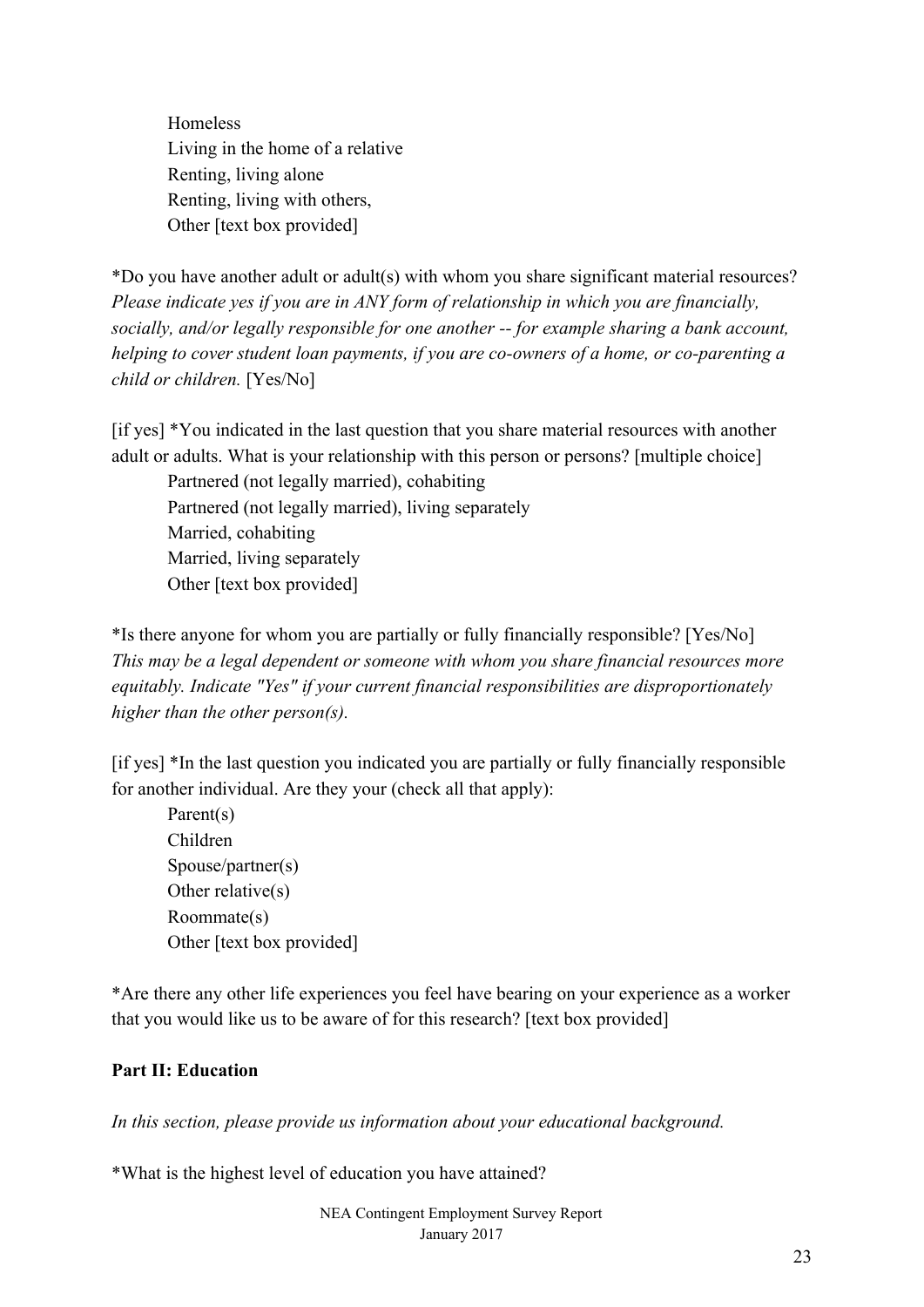Homeless
Living in the home of a relative
Renting, living alone
Renting, living with others,
Other [text box provided]

*Do you have another adult or adult(s) with whom you share significant material resources? *Please indicate yes if you are in ANY form of relationship in which you are financially, socially, and/or legally responsible for one another -- for example sharing a bank account, helping to cover student loan payments, if you are co-owners of a home, or co-parenting a child or children.* [Yes/No]

[if yes] *You indicated in the last question that you share material resources with another adult or adults. What is your relationship with this person or persons? [multiple choice]

Partnered (not legally married), cohabiting
Partnered (not legally married), living separately
Married, cohabiting
Married, living separately
Other [text box provided]

*Is there anyone for whom you are partially or fully financially responsible? [Yes/No] *This may be a legal dependent or someone with whom you share financial resources more equitably. Indicate "Yes" if your current financial responsibilities are disproportionately higher than the other person(s).*

[if yes] *In the last question you indicated you are partially or fully financially responsible for another individual. Are they your (check all that apply):

Parent(s)
Children
Spouse/partner(s)
Other relative(s)
Roommate(s)
Other [text box provided]

*Are there any other life experiences you feel have bearing on your experience as a worker that you would like us to be aware of for this research? [text box provided]

**Part II: Education**

*In this section, please provide us information about your educational background.*

*What is the highest level of education you have attained?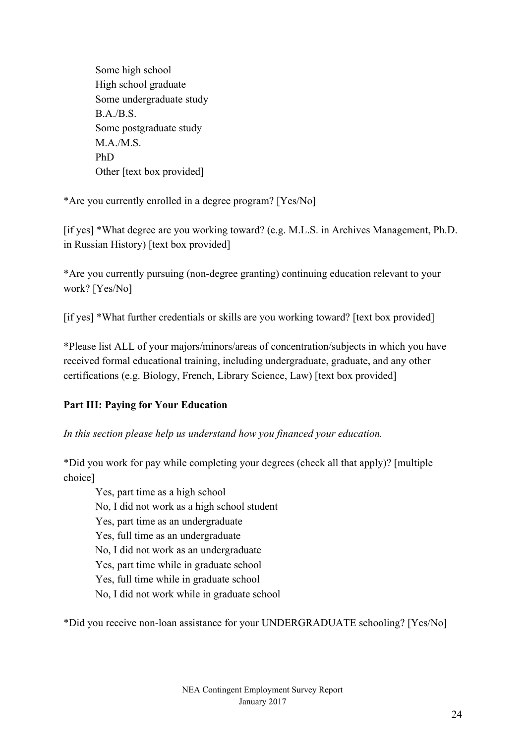Some high school
High school graduate
Some undergraduate study
B.A./B.S.
Some postgraduate study
M.A./M.S.
PhD
Other [text box provided]

*Are you currently enrolled in a degree program? [Yes/No]

[if yes] *What degree are you working toward? (e.g. M.L.S. in Archives Management, Ph.D. in Russian History) [text box provided]

*Are you currently pursuing (non-degree granting) continuing education relevant to your work? [Yes/No]

[if yes] *What further credentials or skills are you working toward? [text box provided]

*Please list ALL of your majors/minors/areas of concentration/subjects in which you have received formal educational training, including undergraduate, graduate, and any other certifications (e.g. Biology, French, Library Science, Law) [text box provided]

**Part III: Paying for Your Education**

*In this section please help us understand how you financed your education.*

*Did you work for pay while completing your degrees (check all that apply)? [multiple choice]

Yes, part time as a high school
No, I did not work as a high school student
Yes, part time as an undergraduate
Yes, full time as an undergraduate
No, I did not work as an undergraduate
Yes, part time while in graduate school
Yes, full time while in graduate school
No, I did not work while in graduate school

*Did you receive non-loan assistance for your UNDERGRADUATE schooling? [Yes/No]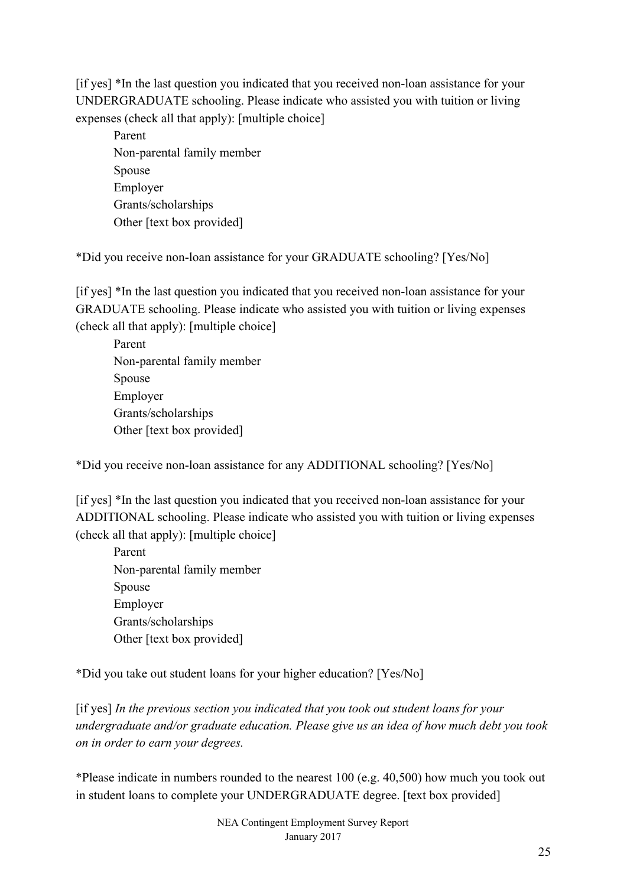[if yes] *In the last question you indicated that you received non-loan assistance for your UNDERGRADUATE schooling. Please indicate who assisted you with tuition or living expenses (check all that apply): [multiple choice]

Parent
Non-parental family member
Spouse
Employer
Grants/scholarships
Other [text box provided]

*Did you receive non-loan assistance for your GRADUATE schooling? [Yes/No]

[if yes] *In the last question you indicated that you received non-loan assistance for your GRADUATE schooling. Please indicate who assisted you with tuition or living expenses (check all that apply): [multiple choice]

Parent
Non-parental family member
Spouse
Employer
Grants/scholarships
Other [text box provided]

*Did you receive non-loan assistance for any ADDITIONAL schooling? [Yes/No]

[if yes] *In the last question you indicated that you received non-loan assistance for your ADDITIONAL schooling. Please indicate who assisted you with tuition or living expenses (check all that apply): [multiple choice]

Parent
Non-parental family member
Spouse
Employer
Grants/scholarships
Other [text box provided]

*Did you take out student loans for your higher education? [Yes/No]

[if yes] *In the previous section you indicated that you took out student loans for your undergraduate and/or graduate education. Please give us an idea of how much debt you took on in order to earn your degrees.*

*Please indicate in numbers rounded to the nearest 100 (e.g. 40,500) how much you took out in student loans to complete your UNDERGRADUATE degree. [text box provided]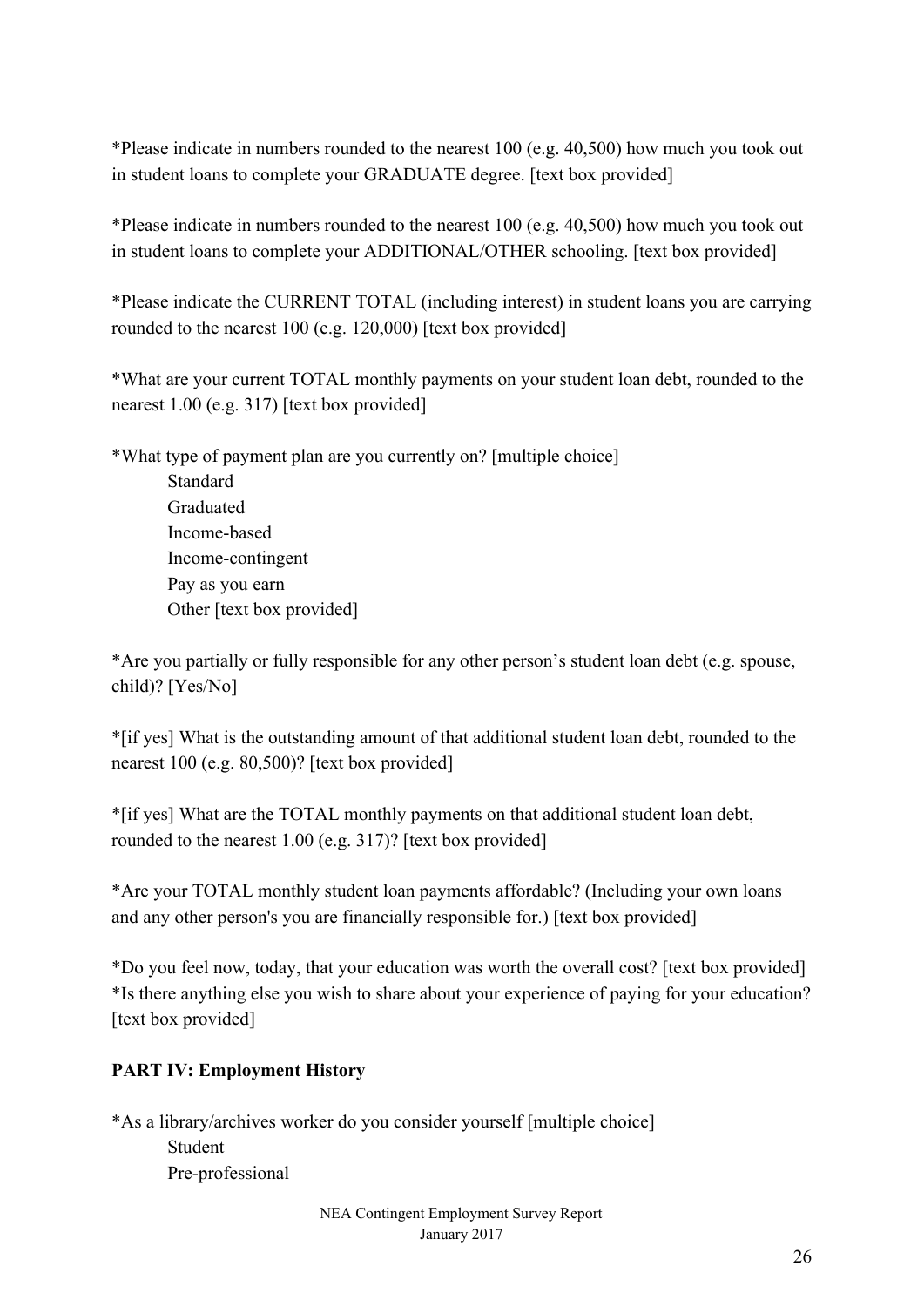*Please indicate in numbers rounded to the nearest 100 (e.g. 40,500) how much you took out in student loans to complete your GRADUATE degree. [text box provided]

*Please indicate in numbers rounded to the nearest 100 (e.g. 40,500) how much you took out in student loans to complete your ADDITIONAL/OTHER schooling. [text box provided]

*Please indicate the CURRENT TOTAL (including interest) in student loans you are carrying rounded to the nearest 100 (e.g. 120,000) [text box provided]

*What are your current TOTAL monthly payments on your student loan debt, rounded to the nearest 1.00 (e.g. 317) [text box provided]

*What type of payment plan are you currently on? [multiple choice]

- Standard
- Graduated
- Income-based
- Income-contingent
- Pay as you earn
- Other [text box provided]

*Are you partially or fully responsible for any other person's student loan debt (e.g. spouse, child)? [Yes/No]

*[if yes] What is the outstanding amount of that additional student loan debt, rounded to the nearest 100 (e.g. 80,500)? [text box provided]

*[if yes] What are the TOTAL monthly payments on that additional student loan debt, rounded to the nearest 1.00 (e.g. 317)? [text box provided]

*Are your TOTAL monthly student loan payments affordable? (Including your own loans and any other person's you are financially responsible for.) [text box provided]

*Do you feel now, today, that your education was worth the overall cost? [text box provided]
*Is there anything else you wish to share about your experience of paying for your education? [text box provided]

**PART IV: Employment History**

*As a library/archives worker do you consider yourself [multiple choice]

- Student
- Pre-professional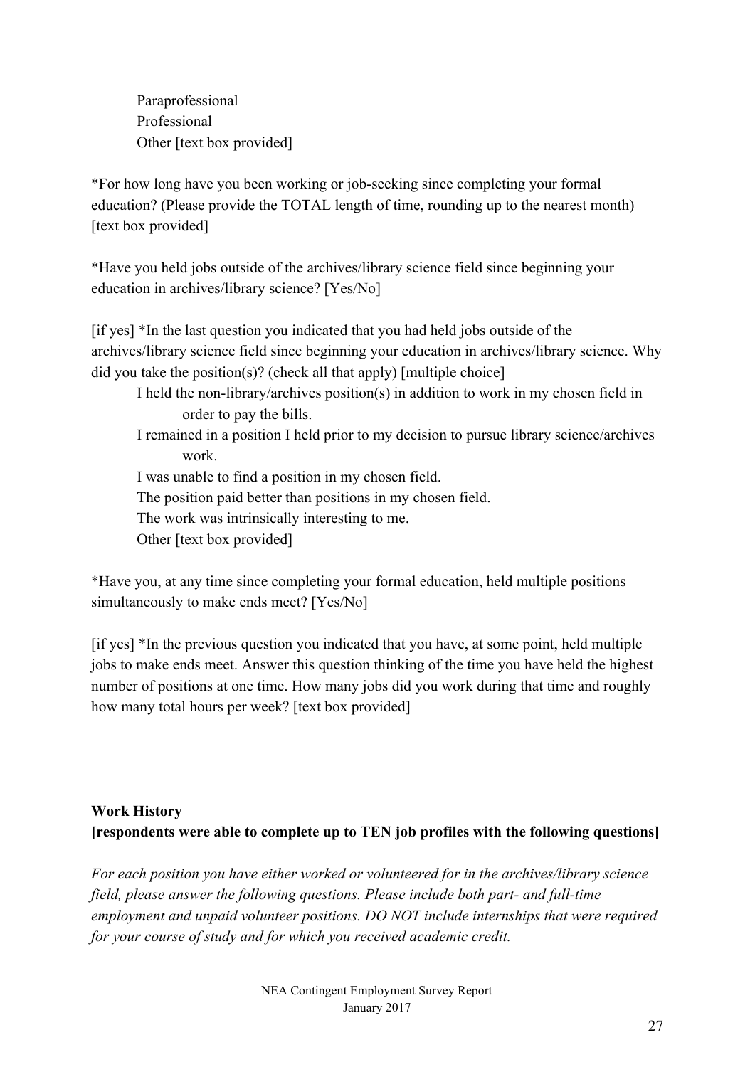Paraprofessional
Professional
Other [text box provided]

*For how long have you been working or job-seeking since completing your formal education? (Please provide the TOTAL length of time, rounding up to the nearest month) [text box provided]

*Have you held jobs outside of the archives/library science field since beginning your education in archives/library science? [Yes/No]

[if yes] *In the last question you indicated that you had held jobs outside of the archives/library science field since beginning your education in archives/library science. Why did you take the position(s)? (check all that apply) [multiple choice]

- I held the non-library/archives position(s) in addition to work in my chosen field in order to pay the bills.
- I remained in a position I held prior to my decision to pursue library science/archives work.
- I was unable to find a position in my chosen field.
- The position paid better than positions in my chosen field.
- The work was intrinsically interesting to me.
- Other [text box provided]

*Have you, at any time since completing your formal education, held multiple positions simultaneously to make ends meet? [Yes/No]

[if yes] *In the previous question you indicated that you have, at some point, held multiple jobs to make ends meet. Answer this question thinking of the time you have held the highest number of positions at one time. How many jobs did you work during that time and roughly how many total hours per week? [text box provided]

**Work History**
**[respondents were able to complete up to TEN job profiles with the following questions]**

*For each position you have either worked or volunteered for in the archives/library science field, please answer the following questions. Please include both part- and full-time employment and unpaid volunteer positions. DO NOT include internships that were required for your course of study and for which you received academic credit.*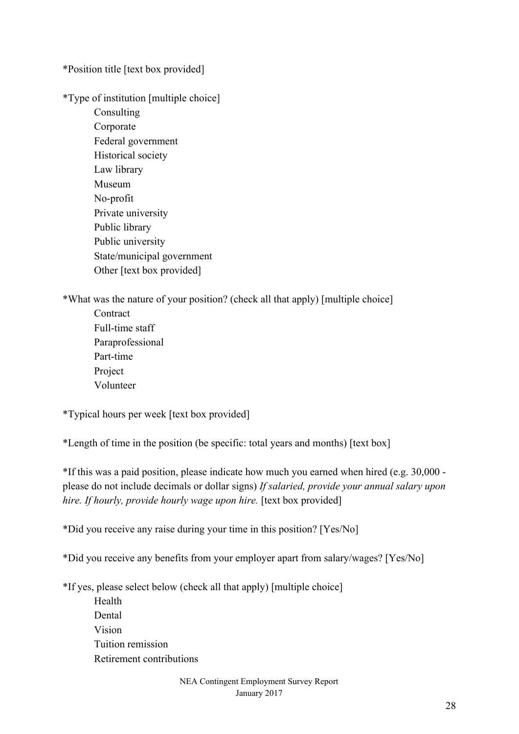*Position title [text box provided]

*Type of institution [multiple choice]

- Consulting
- Corporate
- Federal government
- Historical society
- Law library
- Museum
- No-profit
- Private university
- Public library
- Public university
- State/municipal government
- Other [text box provided]

*What was the nature of your position? (check all that apply) [multiple choice]

- Contract
- Full-time staff
- Paraprofessional
- Part-time
- Project
- Volunteer

*Typical hours per week [text box provided]

*Length of time in the position (be specific: total years and months) [text box]

*If this was a paid position, please indicate how much you earned when hired (e.g. 30,000 - please do not include decimals or dollar signs) *If salaried, provide your annual salary upon hire. If hourly, provide hourly wage upon hire.* [text box provided]

*Did you receive any raise during your time in this position? [Yes/No]

*Did you receive any benefits from your employer apart from salary/wages? [Yes/No]

*If yes, please select below (check all that apply) [multiple choice]

- Health
- Dental
- Vision
- Tuition remission
- Retirement contributions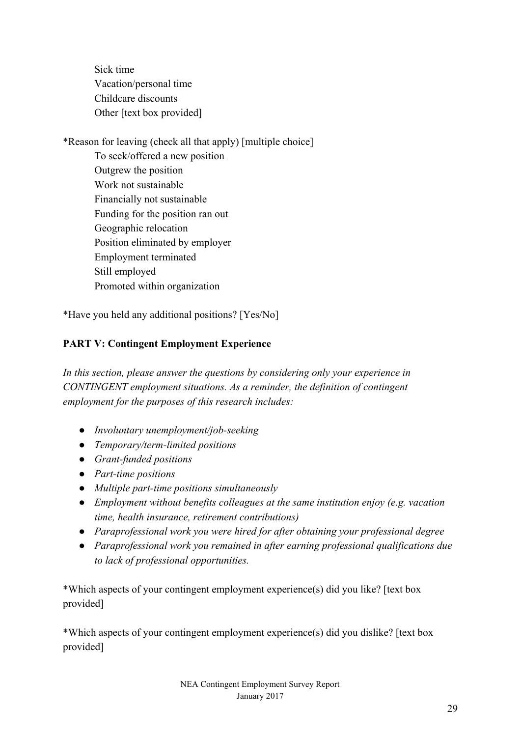Sick time
Vacation/personal time
Childcare discounts
Other [text box provided]

*Reason for leaving (check all that apply) [multiple choice]

To seek/offered a new position
Outgrew the position
Work not sustainable
Financially not sustainable
Funding for the position ran out
Geographic relocation
Position eliminated by employer
Employment terminated
Still employed
Promoted within organization

*Have you held any additional positions? [Yes/No]

**PART V: Contingent Employment Experience**

*In this section, please answer the questions by considering only your experience in CONTINGENT employment situations. As a reminder, the definition of contingent employment for the purposes of this research includes:*

- *Involuntary unemployment/job-seeking*
- *Temporary/term-limited positions*
- *Grant-funded positions*
- *Part-time positions*
- *Multiple part-time positions simultaneously*
- *Employment without benefits colleagues at the same institution enjoy (e.g. vacation time, health insurance, retirement contributions)*
- *Paraprofessional work you were hired for after obtaining your professional degree*
- *Paraprofessional work you remained in after earning professional qualifications due to lack of professional opportunities.*

*Which aspects of your contingent employment experience(s) did you like? [text box provided]

*Which aspects of your contingent employment experience(s) did you dislike? [text box provided]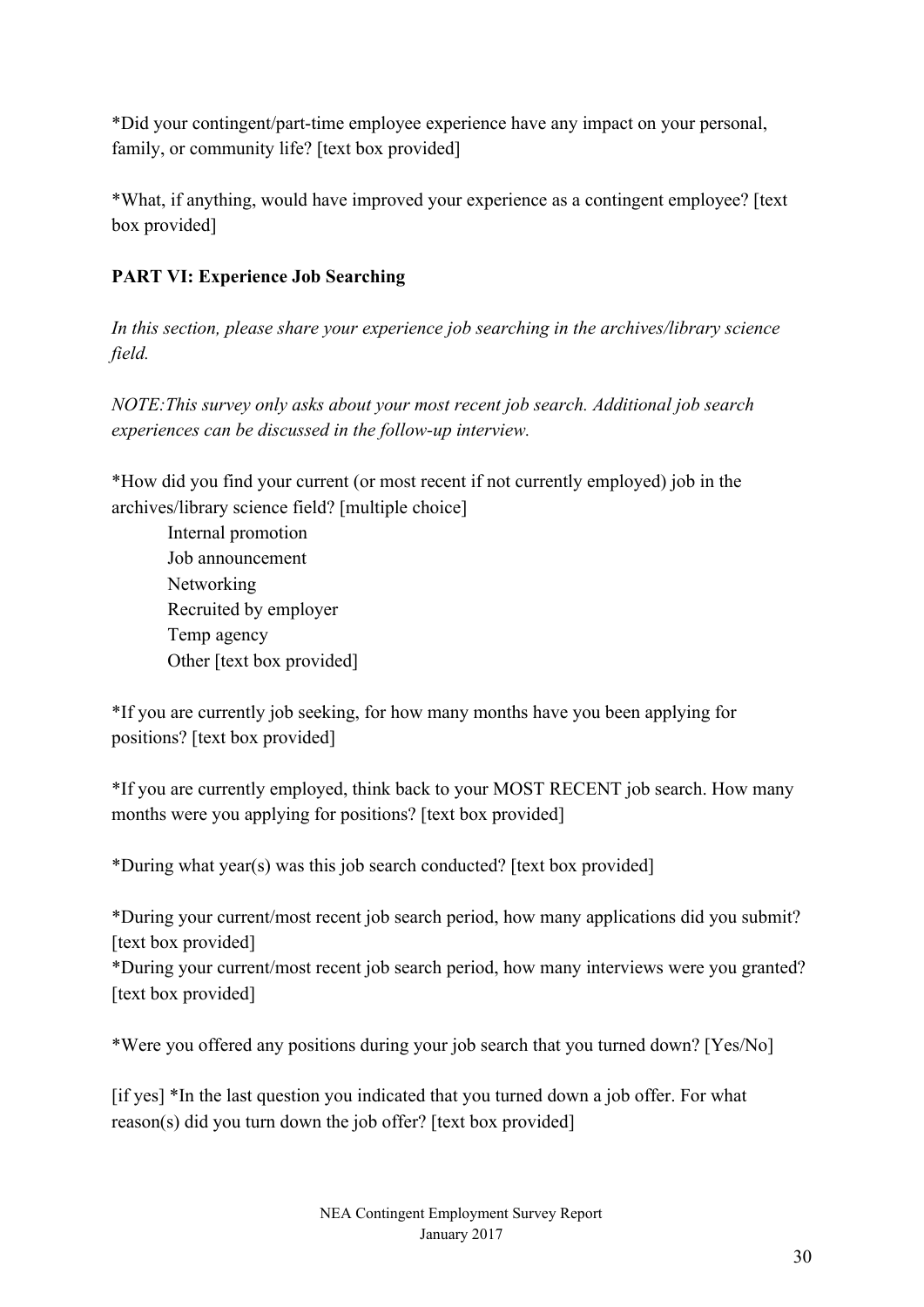*Did your contingent/part-time employee experience have any impact on your personal, family, or community life? [text box provided]

*What, if anything, would have improved your experience as a contingent employee? [text box provided]

**PART VI: Experience Job Searching**

*In this section, please share your experience job searching in the archives/library science field.*

*NOTE:This survey only asks about your most recent job search. Additional job search experiences can be discussed in the follow-up interview.*

*How did you find your current (or most recent if not currently employed) job in the archives/library science field? [multiple choice]

- Internal promotion
- Job announcement
- Networking
- Recruited by employer
- Temp agency
- Other [text box provided]

*If you are currently job seeking, for how many months have you been applying for positions? [text box provided]

*If you are currently employed, think back to your MOST RECENT job search. How many months were you applying for positions? [text box provided]

*During what year(s) was this job search conducted? [text box provided]

*During your current/most recent job search period, how many applications did you submit? [text box provided]
*During your current/most recent job search period, how many interviews were you granted? [text box provided]

*Were you offered any positions during your job search that you turned down? [Yes/No]

[if yes] *In the last question you indicated that you turned down a job offer. For what reason(s) did you turn down the job offer? [text box provided]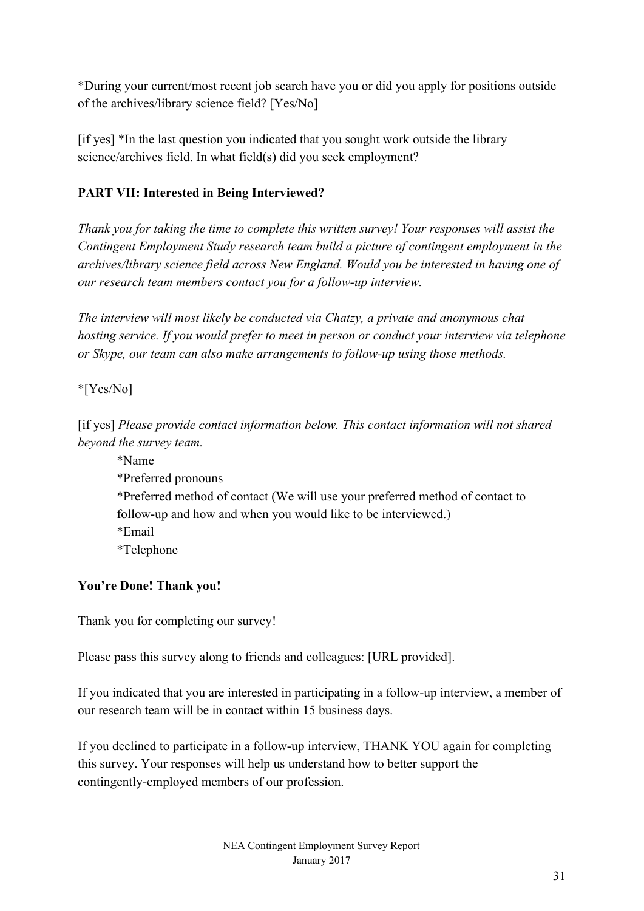*During your current/most recent job search have you or did you apply for positions outside of the archives/library science field? [Yes/No]

[if yes] *In the last question you indicated that you sought work outside the library science/archives field. In what field(s) did you seek employment?

**PART VII: Interested in Being Interviewed?**

*Thank you for taking the time to complete this written survey! Your responses will assist the Contingent Employment Study research team build a picture of contingent employment in the archives/library science field across New England. Would you be interested in having one of our research team members contact you for a follow-up interview.*

*The interview will most likely be conducted via Chatzy, a private and anonymous chat hosting service. If you would prefer to meet in person or conduct your interview via telephone or Skype, our team can also make arrangements to follow-up using those methods.*

*[Yes/No]

[if yes] *Please provide contact information below. This contact information will not shared beyond the survey team.*

*Name
*Preferred pronouns
*Preferred method of contact (We will use your preferred method of contact to follow-up and how and when you would like to be interviewed.)
*Email
*Telephone

**You're Done! Thank you!**

Thank you for completing our survey!

Please pass this survey along to friends and colleagues: [URL provided].

If you indicated that you are interested in participating in a follow-up interview, a member of our research team will be in contact within 15 business days.

If you declined to participate in a follow-up interview, THANK YOU again for completing this survey. Your responses will help us understand how to better support the contingently-employed members of our profession.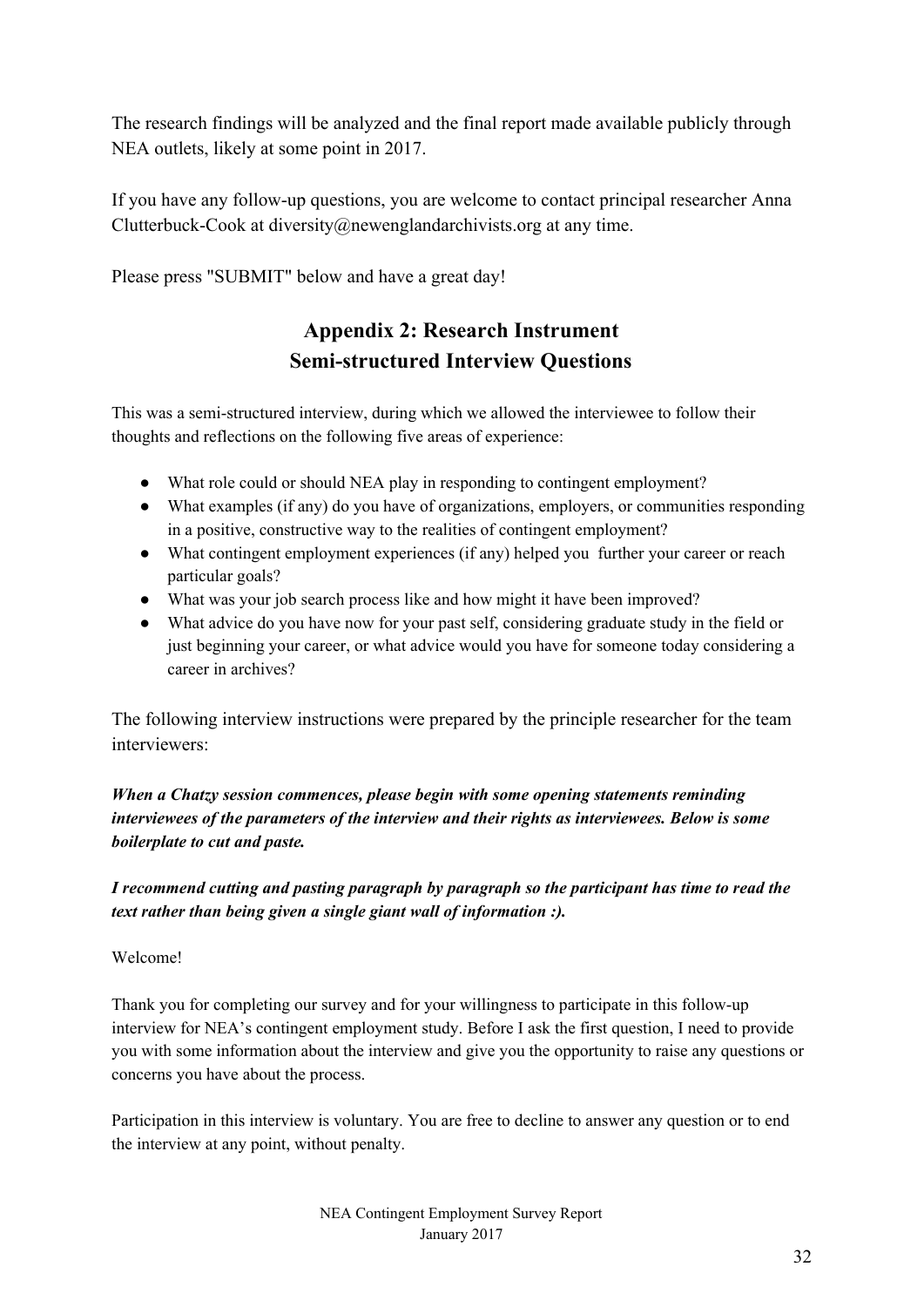The research findings will be analyzed and the final report made available publicly through NEA outlets, likely at some point in 2017.

If you have any follow-up questions, you are welcome to contact principal researcher Anna Clutterbuck-Cook at diversity@newenglandarchivists.org at any time.

Please press "SUBMIT" below and have a great day!

## Appendix 2: Research Instrument
## Semi-structured Interview Questions

This was a semi-structured interview, during which we allowed the interviewee to follow their thoughts and reflections on the following five areas of experience:

- What role could or should NEA play in responding to contingent employment?
- What examples (if any) do you have of organizations, employers, or communities responding in a positive, constructive way to the realities of contingent employment?
- What contingent employment experiences (if any) helped you further your career or reach particular goals?
- What was your job search process like and how might it have been improved?
- What advice do you have now for your past self, considering graduate study in the field or just beginning your career, or what advice would you have for someone today considering a career in archives?

The following interview instructions were prepared by the principle researcher for the team interviewers:

***When a Chatzy session commences, please begin with some opening statements reminding interviewees of the parameters of the interview and their rights as interviewees. Below is some boilerplate to cut and paste.***

***I recommend cutting and pasting paragraph by paragraph so the participant has time to read the text rather than being given a single giant wall of information :).***

Welcome!

Thank you for completing our survey and for your willingness to participate in this follow-up interview for NEA's contingent employment study. Before I ask the first question, I need to provide you with some information about the interview and give you the opportunity to raise any questions or concerns you have about the process.

Participation in this interview is voluntary. You are free to decline to answer any question or to end the interview at any point, without penalty.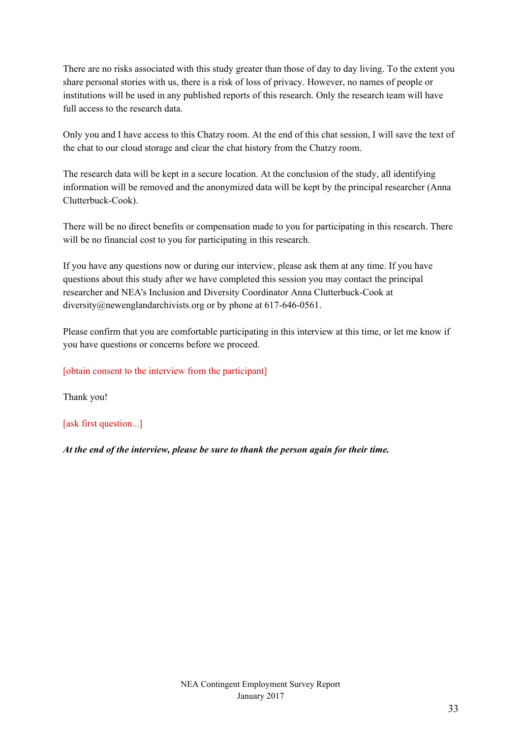There are no risks associated with this study greater than those of day to day living. To the extent you share personal stories with us, there is a risk of loss of privacy. However, no names of people or institutions will be used in any published reports of this research. Only the research team will have full access to the research data.

Only you and I have access to this Chatzy room. At the end of this chat session, I will save the text of the chat to our cloud storage and clear the chat history from the Chatzy room.

The research data will be kept in a secure location. At the conclusion of the study, all identifying information will be removed and the anonymized data will be kept by the principal researcher (Anna Clutterbuck-Cook).

There will be no direct benefits or compensation made to you for participating in this research. There will be no financial cost to you for participating in this research.

If you have any questions now or during our interview, please ask them at any time. If you have questions about this study after we have completed this session you may contact the principal researcher and NEA's Inclusion and Diversity Coordinator Anna Clutterbuck-Cook at diversity@newenglandarchivists.org or by phone at 617-646-0561.

Please confirm that you are comfortable participating in this interview at this time, or let me know if you have questions or concerns before we proceed.

[obtain consent to the interview from the participant]

Thank you!

[ask first question...]

***At the end of the interview, please be sure to thank the person again for their time.***